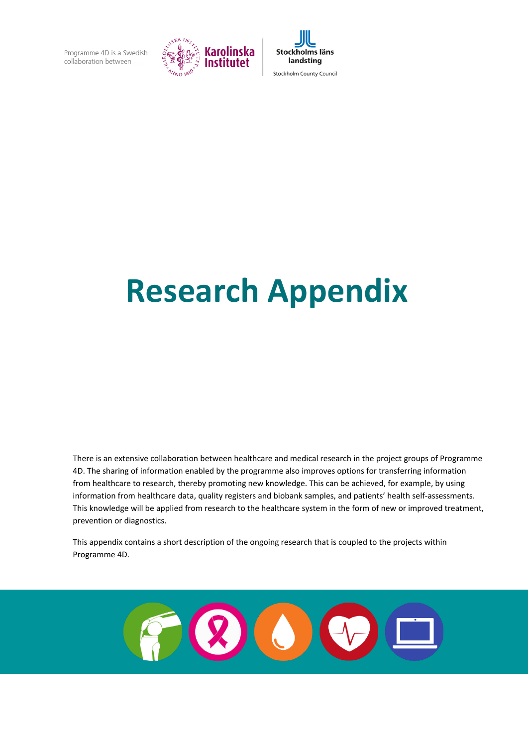Programme 4D is a Swedish collaboration between

Karolinska Institutet

Stockholms läns landsting

Stockholm County Council

# Research Appendix

There is an extensive collaboration between healthcare and medical research in the project groups of Programme 4D. The sharing of information enabled by the programme also improves options for transferring information from healthcare to research, thereby promoting new knowledge. This can be achieved, for example, by using information from healthcare data, quality registers and biobank samples, and patients' health self-assessments. This knowledge will be applied from research to the healthcare system in the form of new or improved treatment, prevention or diagnostics.

This appendix contains a short description of the ongoing research that is coupled to the projects within Programme 4D.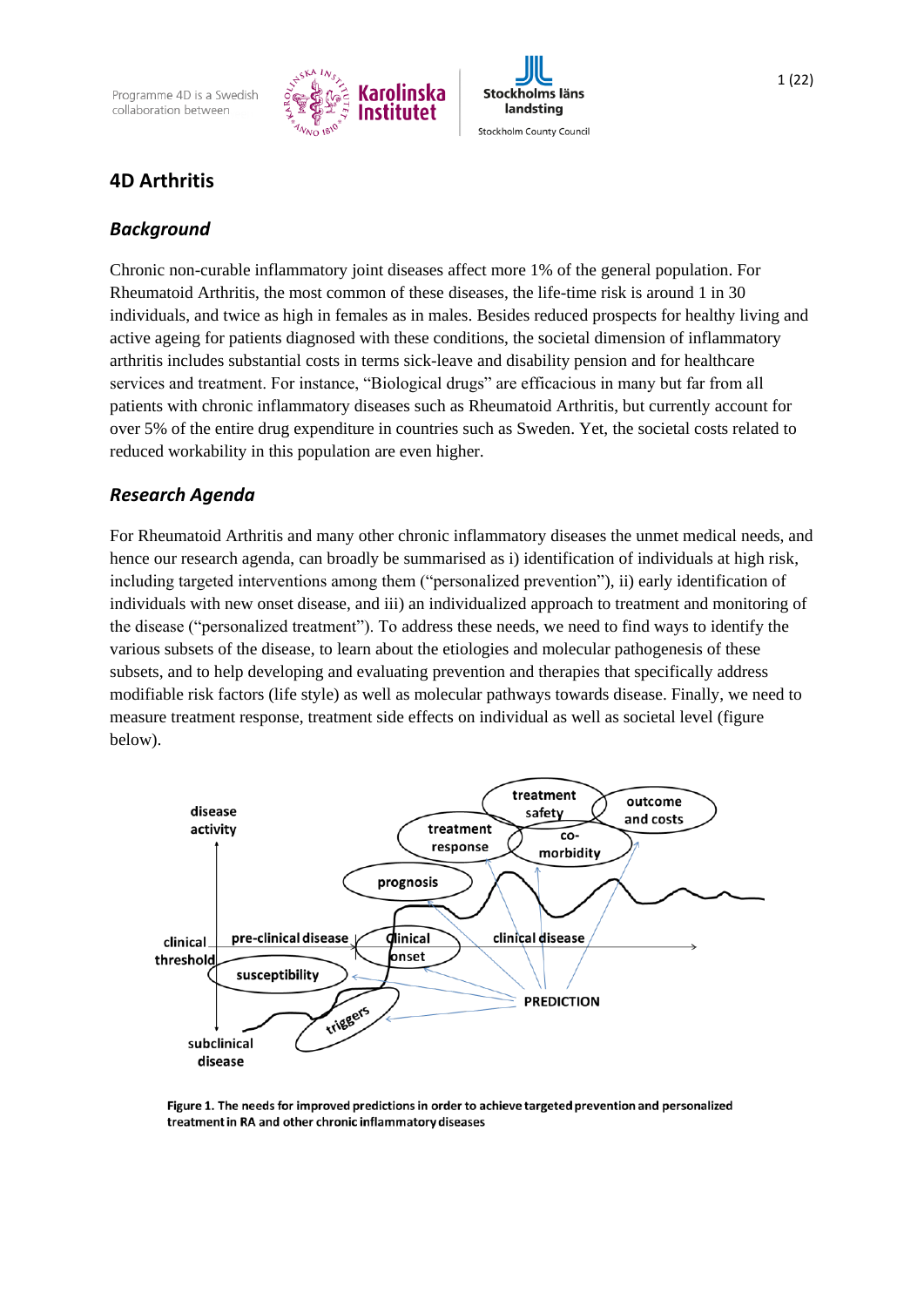## 4D Arthritis

### *Background*

Chronic non-curable inflammatory joint diseases affect more 1% of the general population. For Rheumatoid Arthritis, the most common of these diseases, the life-time risk is around 1 in 30 individuals, and twice as high in females as in males. Besides reduced prospects for healthy living and active ageing for patients diagnosed with these conditions, the societal dimension of inflammatory arthritis includes substantial costs in terms sick-leave and disability pension and for healthcare services and treatment. For instance, "Biological drugs" are efficacious in many but far from all patients with chronic inflammatory diseases such as Rheumatoid Arthritis, but currently account for over 5% of the entire drug expenditure in countries such as Sweden. Yet, the societal costs related to reduced workability in this population are even higher.

### *Research Agenda*

For Rheumatoid Arthritis and many other chronic inflammatory diseases the unmet medical needs, and hence our research agenda, can broadly be summarised as i) identification of individuals at high risk, including targeted interventions among them ("personalized prevention"), ii) early identification of individuals with new onset disease, and iii) an individualized approach to treatment and monitoring of the disease ("personalized treatment"). To address these needs, we need to find ways to identify the various subsets of the disease, to learn about the etiologies and molecular pathogenesis of these subsets, and to help developing and evaluating prevention and therapies that specifically address modifiable risk factors (life style) as well as molecular pathways towards disease. Finally, we need to measure treatment response, treatment side effects on individual as well as societal level (figure below).

**Figure 1. The needs for improved predictions in order to achieve targeted prevention and personalized treatment in RA and other chronic inflammatory diseases**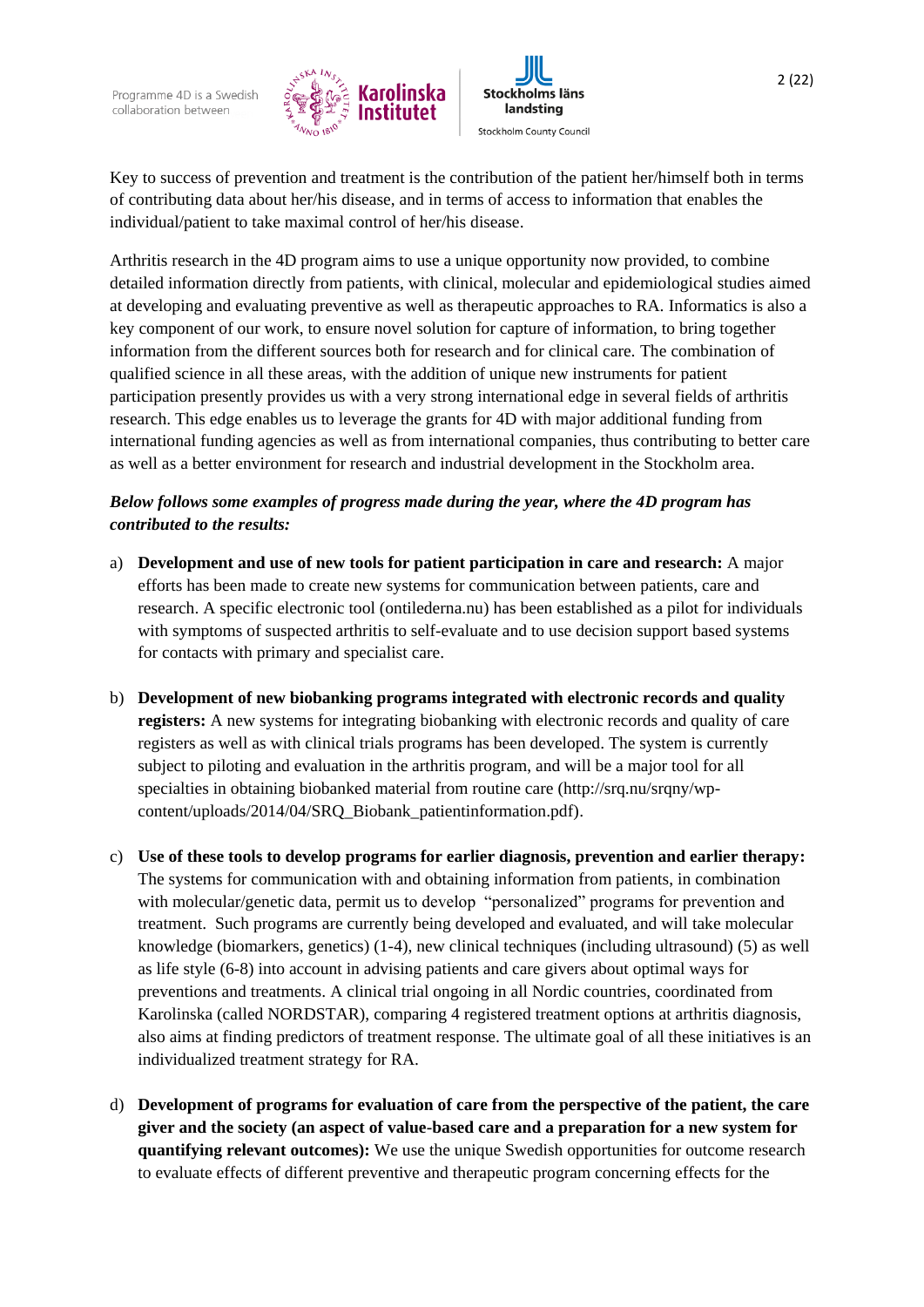Key to success of prevention and treatment is the contribution of the patient her/himself both in terms of contributing data about her/his disease, and in terms of access to information that enables the individual/patient to take maximal control of her/his disease.

Arthritis research in the 4D program aims to use a unique opportunity now provided, to combine detailed information directly from patients, with clinical, molecular and epidemiological studies aimed at developing and evaluating preventive as well as therapeutic approaches to RA. Informatics is also a key component of our work, to ensure novel solution for capture of information, to bring together information from the different sources both for research and for clinical care. The combination of qualified science in all these areas, with the addition of unique new instruments for patient participation presently provides us with a very strong international edge in several fields of arthritis research. This edge enables us to leverage the grants for 4D with major additional funding from international funding agencies as well as from international companies, thus contributing to better care as well as a better environment for research and industrial development in the Stockholm area.

***Below follows some examples of progress made during the year, where the 4D program has contributed to the results:***

a) **Development and use of new tools for patient participation in care and research:** A major efforts has been made to create new systems for communication between patients, care and research. A specific electronic tool (ontilederna.nu) has been established as a pilot for individuals with symptoms of suspected arthritis to self-evaluate and to use decision support based systems for contacts with primary and specialist care.

b) **Development of new biobanking programs integrated with electronic records and quality registers:** A new systems for integrating biobanking with electronic records and quality of care registers as well as with clinical trials programs has been developed. The system is currently subject to piloting and evaluation in the arthritis program, and will be a major tool for all specialties in obtaining biobanked material from routine care (http://srq.nu/srqny/wp-content/uploads/2014/04/SRQ_Biobank_patientinformation.pdf).

c) **Use of these tools to develop programs for earlier diagnosis, prevention and earlier therapy:** The systems for communication with and obtaining information from patients, in combination with molecular/genetic data, permit us to develop "personalized" programs for prevention and treatment. Such programs are currently being developed and evaluated, and will take molecular knowledge (biomarkers, genetics) (1-4), new clinical techniques (including ultrasound) (5) as well as life style (6-8) into account in advising patients and care givers about optimal ways for preventions and treatments. A clinical trial ongoing in all Nordic countries, coordinated from Karolinska (called NORDSTAR), comparing 4 registered treatment options at arthritis diagnosis, also aims at finding predictors of treatment response. The ultimate goal of all these initiatives is an individualized treatment strategy for RA.

d) **Development of programs for evaluation of care from the perspective of the patient, the care giver and the society (an aspect of value-based care and a preparation for a new system for quantifying relevant outcomes):** We use the unique Swedish opportunities for outcome research to evaluate effects of different preventive and therapeutic program concerning effects for the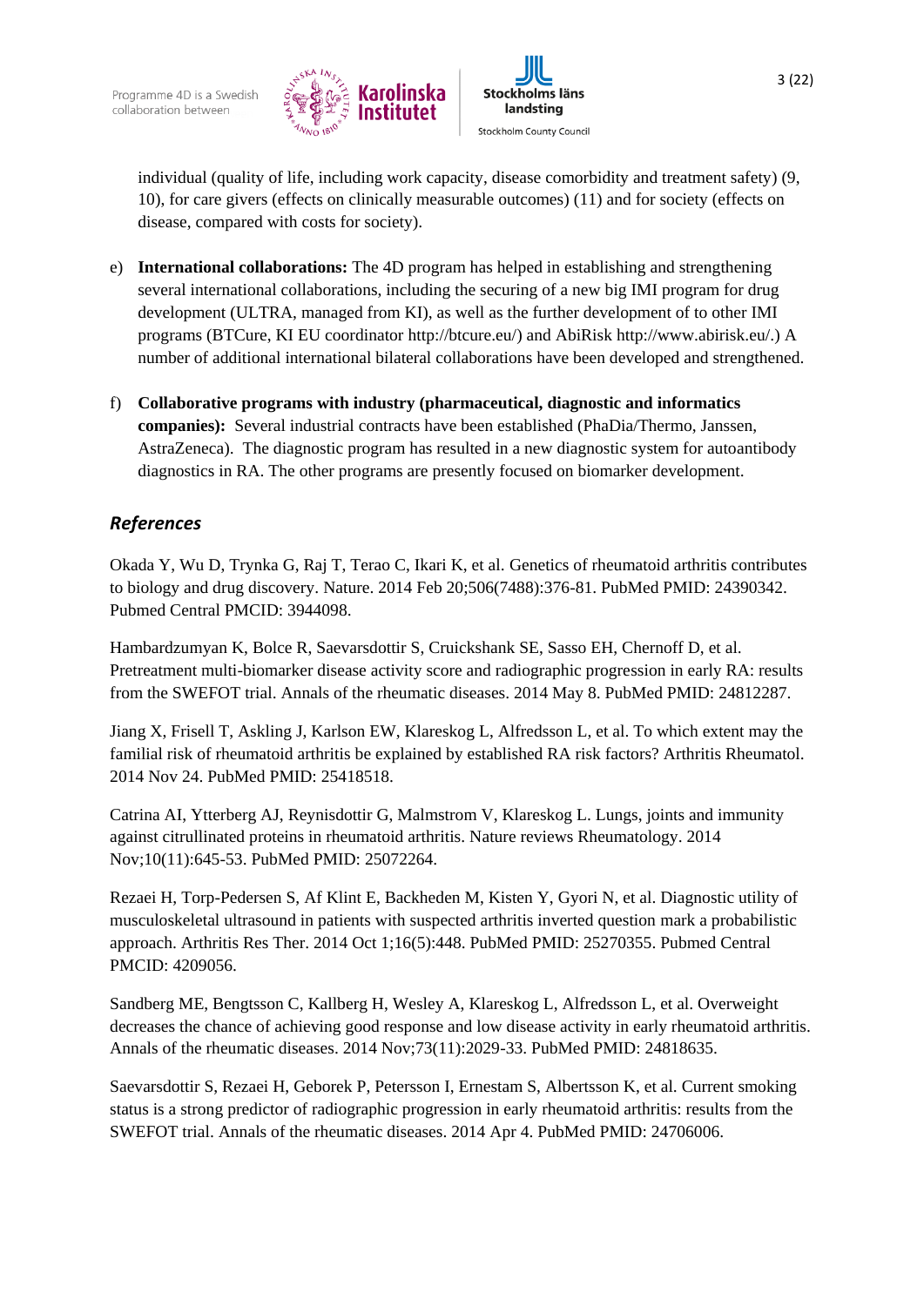individual (quality of life, including work capacity, disease comorbidity and treatment safety) (9, 10), for care givers (effects on clinically measurable outcomes) (11) and for society (effects on disease, compared with costs for society).

e) **International collaborations:** The 4D program has helped in establishing and strengthening several international collaborations, including the securing of a new big IMI program for drug development (ULTRA, managed from KI), as well as the further development of to other IMI programs (BTCure, KI EU coordinator http://btcure.eu/) and AbiRisk http://www.abirisk.eu/.) A number of additional international bilateral collaborations have been developed and strengthened.

f) **Collaborative programs with industry (pharmaceutical, diagnostic and informatics companies):** Several industrial contracts have been established (PhaDia/Thermo, Janssen, AstraZeneca). The diagnostic program has resulted in a new diagnostic system for autoantibody diagnostics in RA. The other programs are presently focused on biomarker development.

## *References*

Okada Y, Wu D, Trynka G, Raj T, Terao C, Ikari K, et al. Genetics of rheumatoid arthritis contributes to biology and drug discovery. Nature. 2014 Feb 20;506(7488):376-81. PubMed PMID: 24390342. Pubmed Central PMCID: 3944098.

Hambardzumyan K, Bolce R, Saevarsdottir S, Cruickshank SE, Sasso EH, Chernoff D, et al. Pretreatment multi-biomarker disease activity score and radiographic progression in early RA: results from the SWEFOT trial. Annals of the rheumatic diseases. 2014 May 8. PubMed PMID: 24812287.

Jiang X, Frisell T, Askling J, Karlson EW, Klareskog L, Alfredsson L, et al. To which extent may the familial risk of rheumatoid arthritis be explained by established RA risk factors? Arthritis Rheumatol. 2014 Nov 24. PubMed PMID: 25418518.

Catrina AI, Ytterberg AJ, Reynisdottir G, Malmstrom V, Klareskog L. Lungs, joints and immunity against citrullinated proteins in rheumatoid arthritis. Nature reviews Rheumatology. 2014 Nov;10(11):645-53. PubMed PMID: 25072264.

Rezaei H, Torp-Pedersen S, Af Klint E, Backheden M, Kisten Y, Gyori N, et al. Diagnostic utility of musculoskeletal ultrasound in patients with suspected arthritis inverted question mark a probabilistic approach. Arthritis Res Ther. 2014 Oct 1;16(5):448. PubMed PMID: 25270355. Pubmed Central PMCID: 4209056.

Sandberg ME, Bengtsson C, Kallberg H, Wesley A, Klareskog L, Alfredsson L, et al. Overweight decreases the chance of achieving good response and low disease activity in early rheumatoid arthritis. Annals of the rheumatic diseases. 2014 Nov;73(11):2029-33. PubMed PMID: 24818635.

Saevarsdottir S, Rezaei H, Geborek P, Petersson I, Ernestam S, Albertsson K, et al. Current smoking status is a strong predictor of radiographic progression in early rheumatoid arthritis: results from the SWEFOT trial. Annals of the rheumatic diseases. 2014 Apr 4. PubMed PMID: 24706006.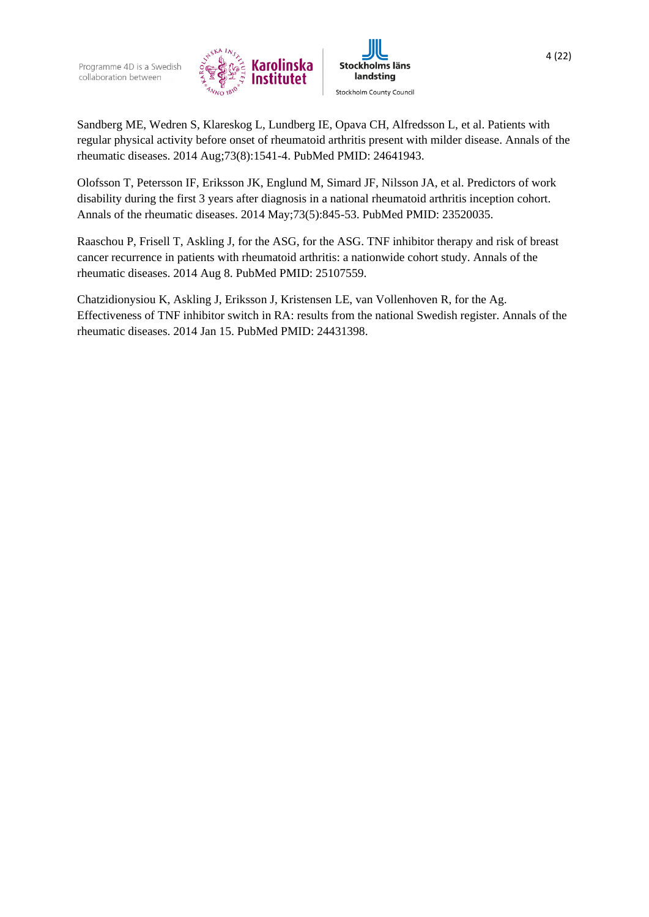Sandberg ME, Wedren S, Klareskog L, Lundberg IE, Opava CH, Alfredsson L, et al. Patients with regular physical activity before onset of rheumatoid arthritis present with milder disease. Annals of the rheumatic diseases. 2014 Aug;73(8):1541-4. PubMed PMID: 24641943.

Olofsson T, Petersson IF, Eriksson JK, Englund M, Simard JF, Nilsson JA, et al. Predictors of work disability during the first 3 years after diagnosis in a national rheumatoid arthritis inception cohort. Annals of the rheumatic diseases. 2014 May;73(5):845-53. PubMed PMID: 23520035.

Raaschou P, Frisell T, Askling J, for the ASG, for the ASG. TNF inhibitor therapy and risk of breast cancer recurrence in patients with rheumatoid arthritis: a nationwide cohort study. Annals of the rheumatic diseases. 2014 Aug 8. PubMed PMID: 25107559.

Chatzidionysiou K, Askling J, Eriksson J, Kristensen LE, van Vollenhoven R, for the Ag. Effectiveness of TNF inhibitor switch in RA: results from the national Swedish register. Annals of the rheumatic diseases. 2014 Jan 15. PubMed PMID: 24431398.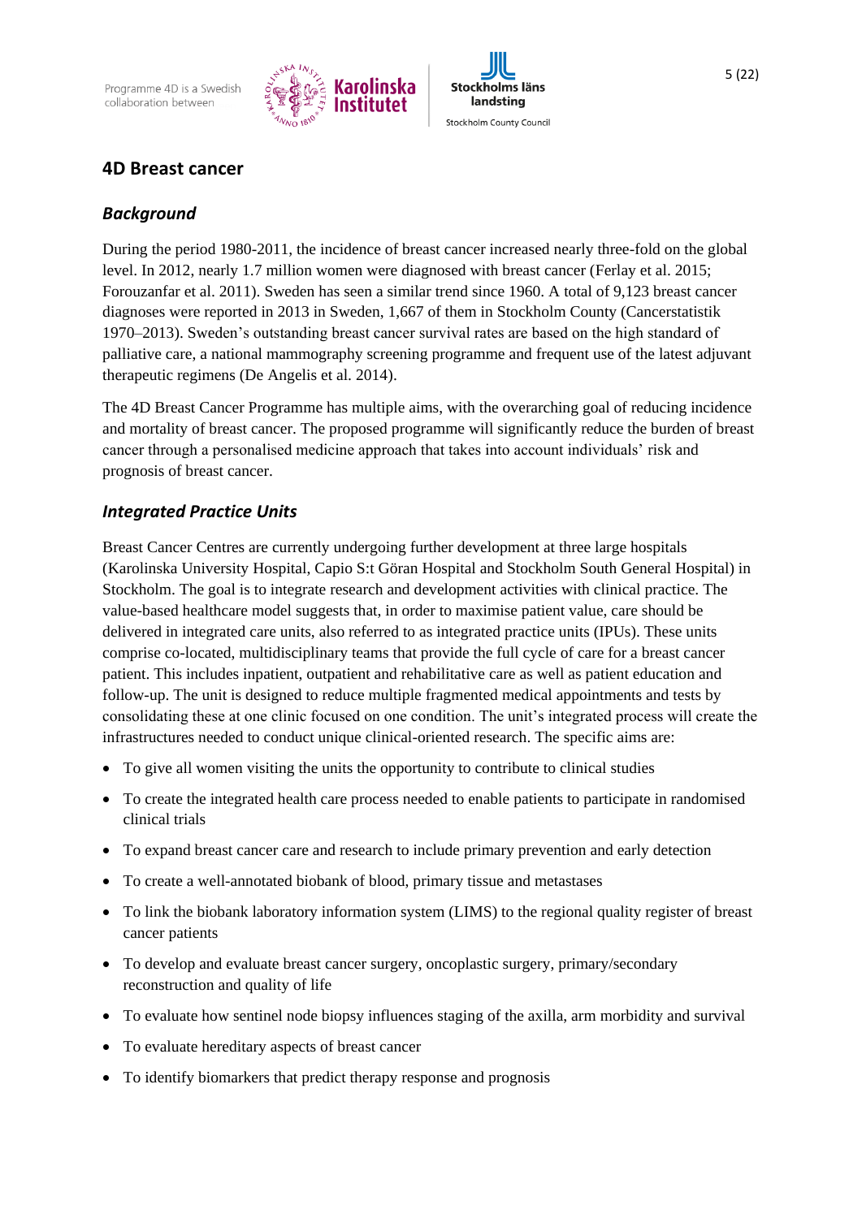## 4D Breast cancer

### *Background*

During the period 1980-2011, the incidence of breast cancer increased nearly three-fold on the global level. In 2012, nearly 1.7 million women were diagnosed with breast cancer (Ferlay et al. 2015; Forouzanfar et al. 2011). Sweden has seen a similar trend since 1960. A total of 9,123 breast cancer diagnoses were reported in 2013 in Sweden, 1,667 of them in Stockholm County (Cancerstatistik 1970–2013). Sweden's outstanding breast cancer survival rates are based on the high standard of palliative care, a national mammography screening programme and frequent use of the latest adjuvant therapeutic regimens (De Angelis et al. 2014).

The 4D Breast Cancer Programme has multiple aims, with the overarching goal of reducing incidence and mortality of breast cancer. The proposed programme will significantly reduce the burden of breast cancer through a personalised medicine approach that takes into account individuals' risk and prognosis of breast cancer.

### *Integrated Practice Units*

Breast Cancer Centres are currently undergoing further development at three large hospitals (Karolinska University Hospital, Capio S:t Göran Hospital and Stockholm South General Hospital) in Stockholm. The goal is to integrate research and development activities with clinical practice. The value-based healthcare model suggests that, in order to maximise patient value, care should be delivered in integrated care units, also referred to as integrated practice units (IPUs). These units comprise co-located, multidisciplinary teams that provide the full cycle of care for a breast cancer patient. This includes inpatient, outpatient and rehabilitative care as well as patient education and follow-up. The unit is designed to reduce multiple fragmented medical appointments and tests by consolidating these at one clinic focused on one condition. The unit's integrated process will create the infrastructures needed to conduct unique clinical-oriented research. The specific aims are:

- To give all women visiting the units the opportunity to contribute to clinical studies
- To create the integrated health care process needed to enable patients to participate in randomised clinical trials
- To expand breast cancer care and research to include primary prevention and early detection
- To create a well-annotated biobank of blood, primary tissue and metastases
- To link the biobank laboratory information system (LIMS) to the regional quality register of breast cancer patients
- To develop and evaluate breast cancer surgery, oncoplastic surgery, primary/secondary reconstruction and quality of life
- To evaluate how sentinel node biopsy influences staging of the axilla, arm morbidity and survival
- To evaluate hereditary aspects of breast cancer
- To identify biomarkers that predict therapy response and prognosis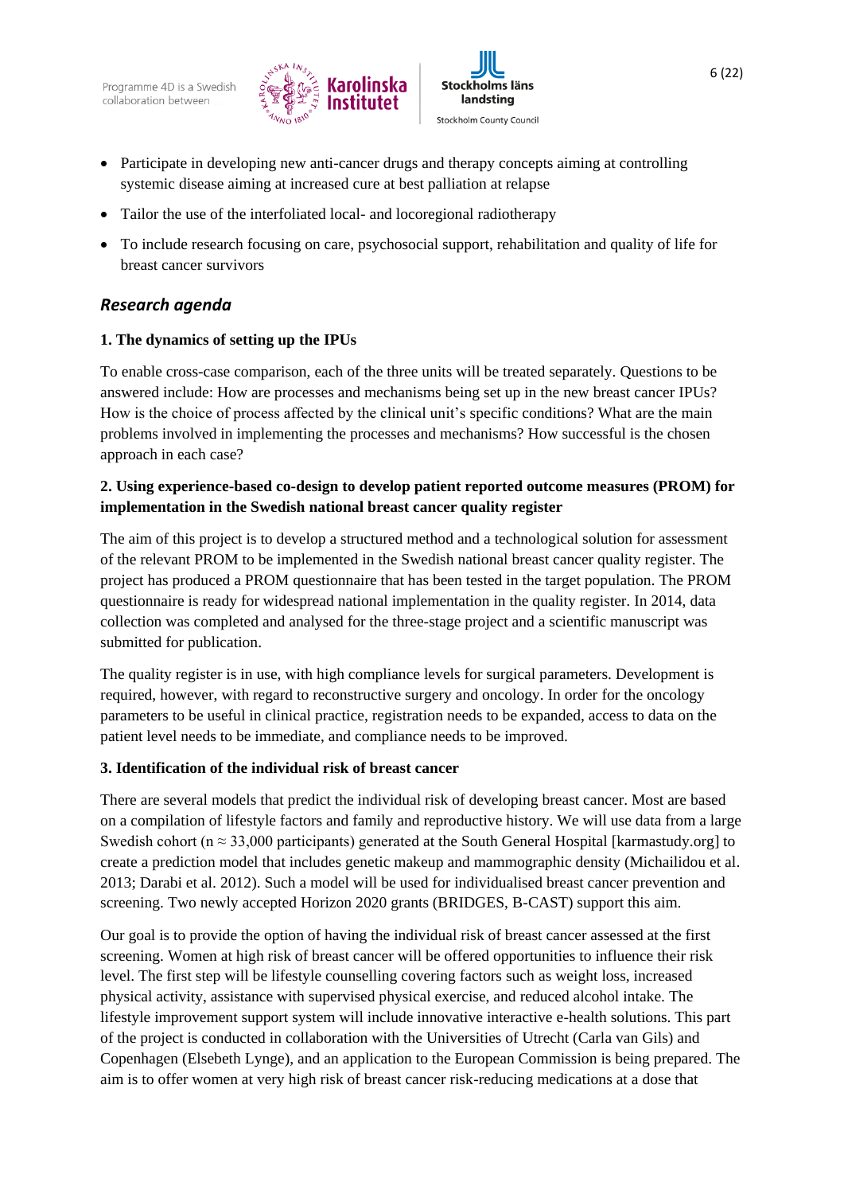- Participate in developing new anti-cancer drugs and therapy concepts aiming at controlling systemic disease aiming at increased cure at best palliation at relapse
- Tailor the use of the interfoliated local- and locoregional radiotherapy
- To include research focusing on care, psychosocial support, rehabilitation and quality of life for breast cancer survivors

## *Research agenda*

### 1. The dynamics of setting up the IPUs

To enable cross-case comparison, each of the three units will be treated separately. Questions to be answered include: How are processes and mechanisms being set up in the new breast cancer IPUs? How is the choice of process affected by the clinical unit's specific conditions? What are the main problems involved in implementing the processes and mechanisms? How successful is the chosen approach in each case?

### 2. Using experience-based co-design to develop patient reported outcome measures (PROM) for implementation in the Swedish national breast cancer quality register

The aim of this project is to develop a structured method and a technological solution for assessment of the relevant PROM to be implemented in the Swedish national breast cancer quality register. The project has produced a PROM questionnaire that has been tested in the target population. The PROM questionnaire is ready for widespread national implementation in the quality register. In 2014, data collection was completed and analysed for the three-stage project and a scientific manuscript was submitted for publication.

The quality register is in use, with high compliance levels for surgical parameters. Development is required, however, with regard to reconstructive surgery and oncology. In order for the oncology parameters to be useful in clinical practice, registration needs to be expanded, access to data on the patient level needs to be immediate, and compliance needs to be improved.

### 3. Identification of the individual risk of breast cancer

There are several models that predict the individual risk of developing breast cancer. Most are based on a compilation of lifestyle factors and family and reproductive history. We will use data from a large Swedish cohort (n ≈ 33,000 participants) generated at the South General Hospital [karmastudy.org] to create a prediction model that includes genetic makeup and mammographic density (Michailidou et al. 2013; Darabi et al. 2012). Such a model will be used for individualised breast cancer prevention and screening. Two newly accepted Horizon 2020 grants (BRIDGES, B-CAST) support this aim.

Our goal is to provide the option of having the individual risk of breast cancer assessed at the first screening. Women at high risk of breast cancer will be offered opportunities to influence their risk level. The first step will be lifestyle counselling covering factors such as weight loss, increased physical activity, assistance with supervised physical exercise, and reduced alcohol intake. The lifestyle improvement support system will include innovative interactive e-health solutions. This part of the project is conducted in collaboration with the Universities of Utrecht (Carla van Gils) and Copenhagen (Elsebeth Lynge), and an application to the European Commission is being prepared. The aim is to offer women at very high risk of breast cancer risk-reducing medications at a dose that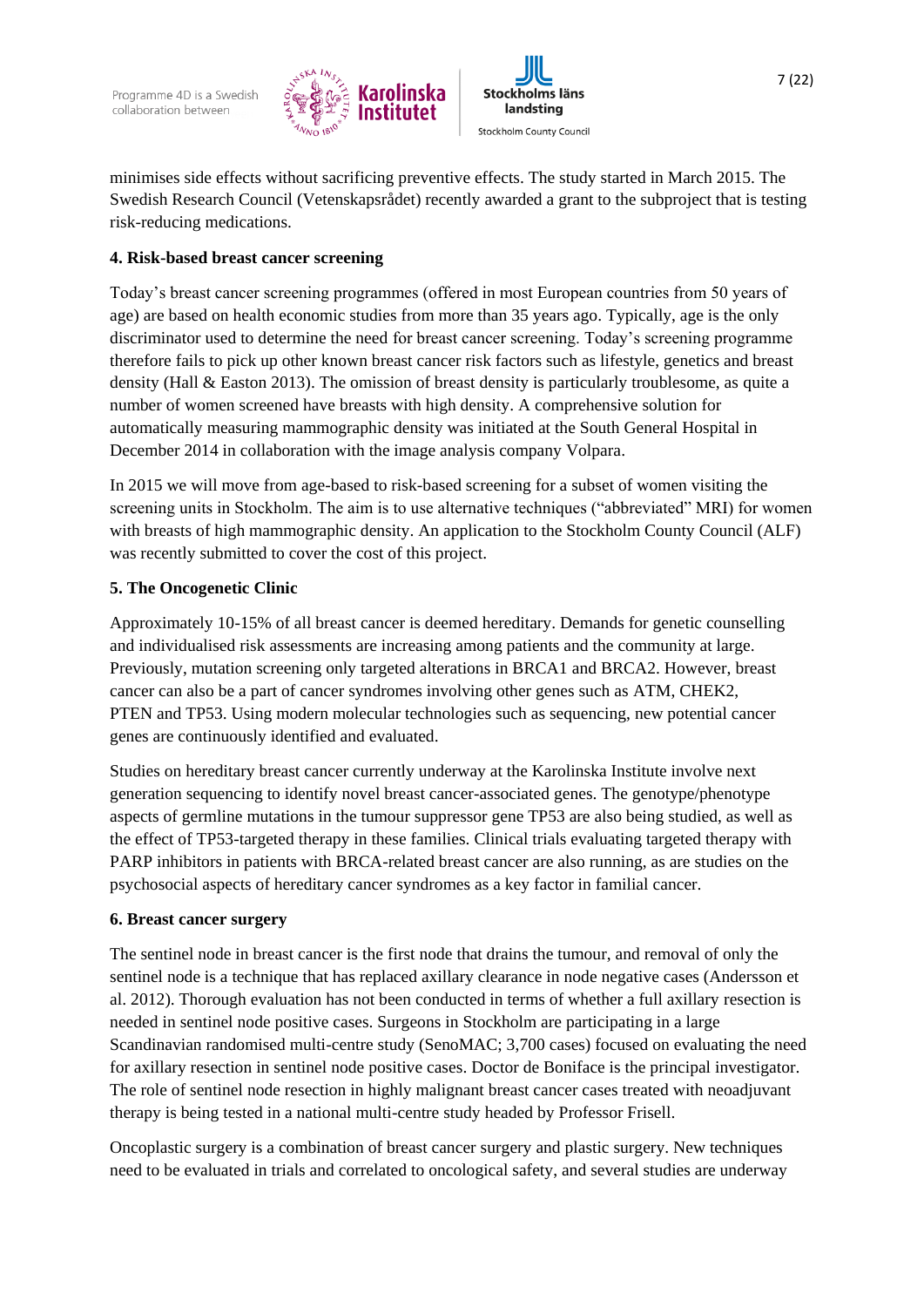minimises side effects without sacrificing preventive effects. The study started in March 2015. The Swedish Research Council (Vetenskapsrådet) recently awarded a grant to the subproject that is testing risk-reducing medications.

**4. Risk-based breast cancer screening**

Today's breast cancer screening programmes (offered in most European countries from 50 years of age) are based on health economic studies from more than 35 years ago. Typically, age is the only discriminator used to determine the need for breast cancer screening. Today's screening programme therefore fails to pick up other known breast cancer risk factors such as lifestyle, genetics and breast density (Hall & Easton 2013). The omission of breast density is particularly troublesome, as quite a number of women screened have breasts with high density. A comprehensive solution for automatically measuring mammographic density was initiated at the South General Hospital in December 2014 in collaboration with the image analysis company Volpara.

In 2015 we will move from age-based to risk-based screening for a subset of women visiting the screening units in Stockholm. The aim is to use alternative techniques ("abbreviated" MRI) for women with breasts of high mammographic density. An application to the Stockholm County Council (ALF) was recently submitted to cover the cost of this project.

**5. The Oncogenetic Clinic**

Approximately 10-15% of all breast cancer is deemed hereditary. Demands for genetic counselling and individualised risk assessments are increasing among patients and the community at large. Previously, mutation screening only targeted alterations in BRCA1 and BRCA2. However, breast cancer can also be a part of cancer syndromes involving other genes such as ATM, CHEK2, PTEN and TP53. Using modern molecular technologies such as sequencing, new potential cancer genes are continuously identified and evaluated.

Studies on hereditary breast cancer currently underway at the Karolinska Institute involve next generation sequencing to identify novel breast cancer-associated genes. The genotype/phenotype aspects of germline mutations in the tumour suppressor gene TP53 are also being studied, as well as the effect of TP53-targeted therapy in these families. Clinical trials evaluating targeted therapy with PARP inhibitors in patients with BRCA-related breast cancer are also running, as are studies on the psychosocial aspects of hereditary cancer syndromes as a key factor in familial cancer.

**6. Breast cancer surgery**

The sentinel node in breast cancer is the first node that drains the tumour, and removal of only the sentinel node is a technique that has replaced axillary clearance in node negative cases (Andersson et al. 2012). Thorough evaluation has not been conducted in terms of whether a full axillary resection is needed in sentinel node positive cases. Surgeons in Stockholm are participating in a large Scandinavian randomised multi-centre study (SenoMAC; 3,700 cases) focused on evaluating the need for axillary resection in sentinel node positive cases. Doctor de Boniface is the principal investigator. The role of sentinel node resection in highly malignant breast cancer cases treated with neoadjuvant therapy is being tested in a national multi-centre study headed by Professor Frisell.

Oncoplastic surgery is a combination of breast cancer surgery and plastic surgery. New techniques need to be evaluated in trials and correlated to oncological safety, and several studies are underway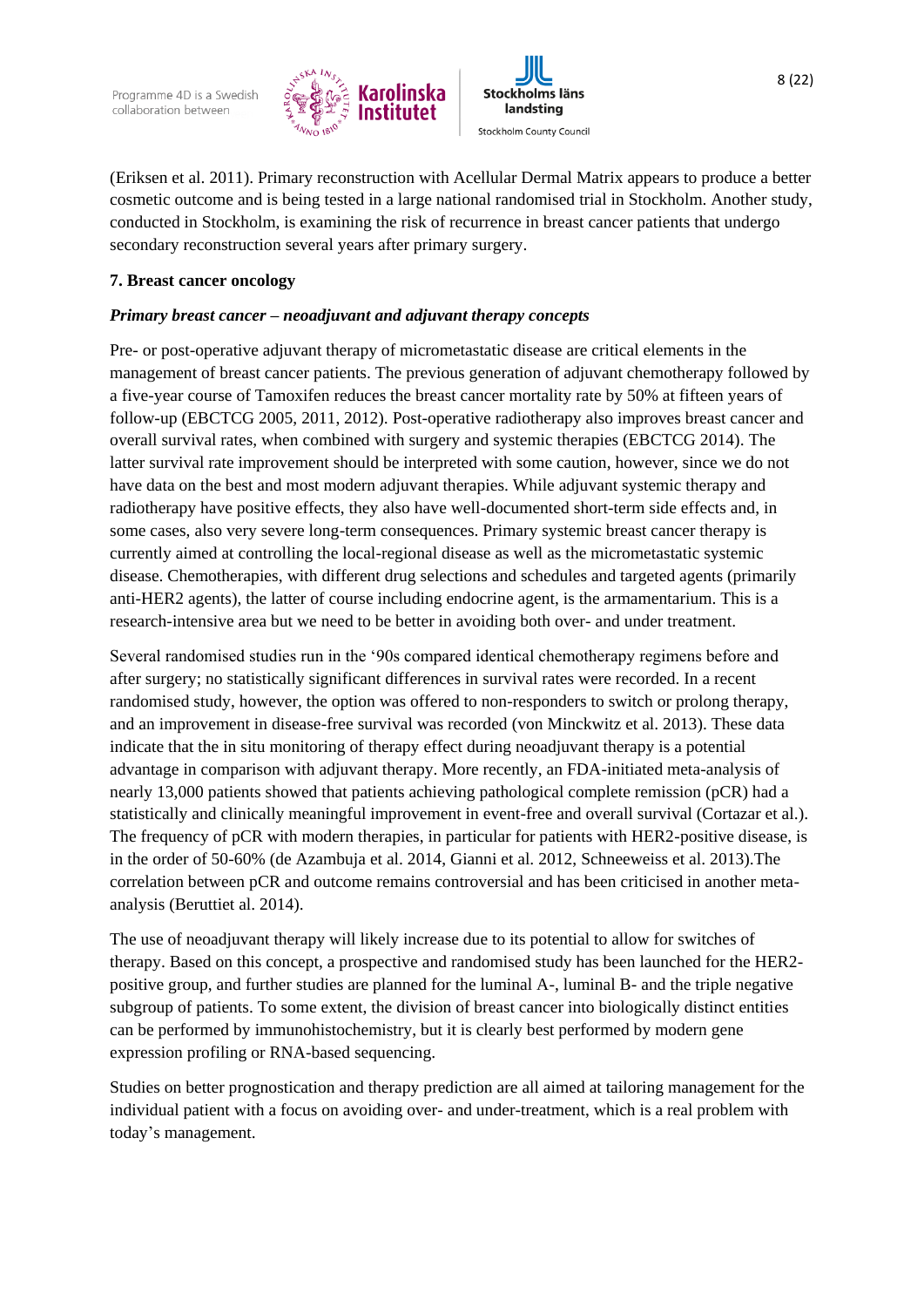(Eriksen et al. 2011). Primary reconstruction with Acellular Dermal Matrix appears to produce a better cosmetic outcome and is being tested in a large national randomised trial in Stockholm. Another study, conducted in Stockholm, is examining the risk of recurrence in breast cancer patients that undergo secondary reconstruction several years after primary surgery.

## 7. Breast cancer oncology

### *Primary breast cancer – neoadjuvant and adjuvant therapy concepts*

Pre- or post-operative adjuvant therapy of micrometastatic disease are critical elements in the management of breast cancer patients. The previous generation of adjuvant chemotherapy followed by a five-year course of Tamoxifen reduces the breast cancer mortality rate by 50% at fifteen years of follow-up (EBCTCG 2005, 2011, 2012). Post-operative radiotherapy also improves breast cancer and overall survival rates, when combined with surgery and systemic therapies (EBCTCG 2014). The latter survival rate improvement should be interpreted with some caution, however, since we do not have data on the best and most modern adjuvant therapies. While adjuvant systemic therapy and radiotherapy have positive effects, they also have well-documented short-term side effects and, in some cases, also very severe long-term consequences. Primary systemic breast cancer therapy is currently aimed at controlling the local-regional disease as well as the micrometastatic systemic disease. Chemotherapies, with different drug selections and schedules and targeted agents (primarily anti-HER2 agents), the latter of course including endocrine agent, is the armamentarium. This is a research-intensive area but we need to be better in avoiding both over- and under treatment.

Several randomised studies run in the '90s compared identical chemotherapy regimens before and after surgery; no statistically significant differences in survival rates were recorded. In a recent randomised study, however, the option was offered to non-responders to switch or prolong therapy, and an improvement in disease-free survival was recorded (von Minckwitz et al. 2013). These data indicate that the in situ monitoring of therapy effect during neoadjuvant therapy is a potential advantage in comparison with adjuvant therapy. More recently, an FDA-initiated meta-analysis of nearly 13,000 patients showed that patients achieving pathological complete remission (pCR) had a statistically and clinically meaningful improvement in event-free and overall survival (Cortazar et al.). The frequency of pCR with modern therapies, in particular for patients with HER2-positive disease, is in the order of 50-60% (de Azambuja et al. 2014, Gianni et al. 2012, Schneeweiss et al. 2013).The correlation between pCR and outcome remains controversial and has been criticised in another meta-analysis (Beruttiet al. 2014).

The use of neoadjuvant therapy will likely increase due to its potential to allow for switches of therapy. Based on this concept, a prospective and randomised study has been launched for the HER2-positive group, and further studies are planned for the luminal A-, luminal B- and the triple negative subgroup of patients. To some extent, the division of breast cancer into biologically distinct entities can be performed by immunohistochemistry, but it is clearly best performed by modern gene expression profiling or RNA-based sequencing.

Studies on better prognostication and therapy prediction are all aimed at tailoring management for the individual patient with a focus on avoiding over- and under-treatment, which is a real problem with today's management.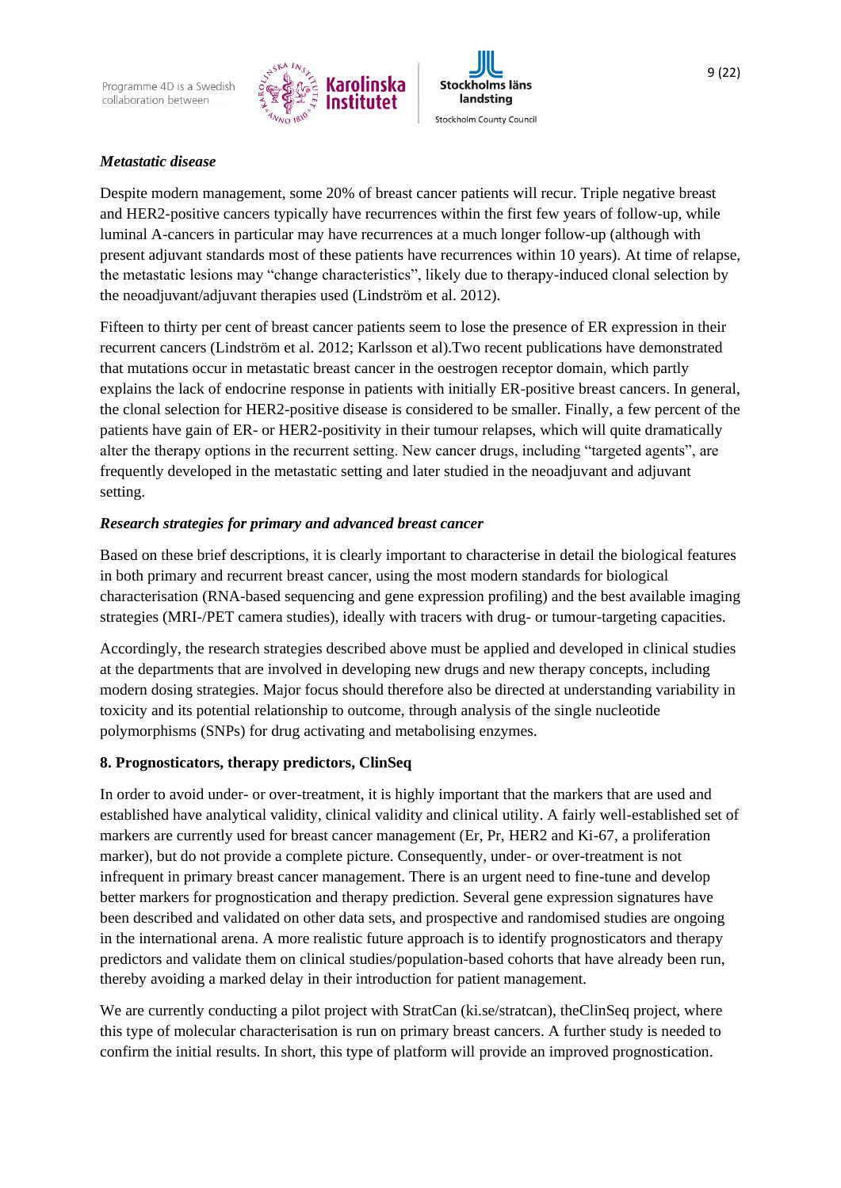***Metastatic disease***

Despite modern management, some 20% of breast cancer patients will recur. Triple negative breast and HER2-positive cancers typically have recurrences within the first few years of follow-up, while luminal A-cancers in particular may have recurrences at a much longer follow-up (although with present adjuvant standards most of these patients have recurrences within 10 years). At time of relapse, the metastatic lesions may "change characteristics", likely due to therapy-induced clonal selection by the neoadjuvant/adjuvant therapies used (Lindström et al. 2012).

Fifteen to thirty per cent of breast cancer patients seem to lose the presence of ER expression in their recurrent cancers (Lindström et al. 2012; Karlsson et al).Two recent publications have demonstrated that mutations occur in metastatic breast cancer in the oestrogen receptor domain, which partly explains the lack of endocrine response in patients with initially ER-positive breast cancers. In general, the clonal selection for HER2-positive disease is considered to be smaller. Finally, a few percent of the patients have gain of ER- or HER2-positivity in their tumour relapses, which will quite dramatically alter the therapy options in the recurrent setting. New cancer drugs, including "targeted agents", are frequently developed in the metastatic setting and later studied in the neoadjuvant and adjuvant setting.

***Research strategies for primary and advanced breast cancer***

Based on these brief descriptions, it is clearly important to characterise in detail the biological features in both primary and recurrent breast cancer, using the most modern standards for biological characterisation (RNA-based sequencing and gene expression profiling) and the best available imaging strategies (MRI-/PET camera studies), ideally with tracers with drug- or tumour-targeting capacities.

Accordingly, the research strategies described above must be applied and developed in clinical studies at the departments that are involved in developing new drugs and new therapy concepts, including modern dosing strategies. Major focus should therefore also be directed at understanding variability in toxicity and its potential relationship to outcome, through analysis of the single nucleotide polymorphisms (SNPs) for drug activating and metabolising enzymes.

## 8. Prognosticators, therapy predictors, ClinSeq

In order to avoid under- or over-treatment, it is highly important that the markers that are used and established have analytical validity, clinical validity and clinical utility. A fairly well-established set of markers are currently used for breast cancer management (Er, Pr, HER2 and Ki-67, a proliferation marker), but do not provide a complete picture. Consequently, under- or over-treatment is not infrequent in primary breast cancer management. There is an urgent need to fine-tune and develop better markers for prognostication and therapy prediction. Several gene expression signatures have been described and validated on other data sets, and prospective and randomised studies are ongoing in the international arena. A more realistic future approach is to identify prognosticators and therapy predictors and validate them on clinical studies/population-based cohorts that have already been run, thereby avoiding a marked delay in their introduction for patient management.

We are currently conducting a pilot project with StratCan (ki.se/stratcan), theClinSeq project, where this type of molecular characterisation is run on primary breast cancers. A further study is needed to confirm the initial results. In short, this type of platform will provide an improved prognostication.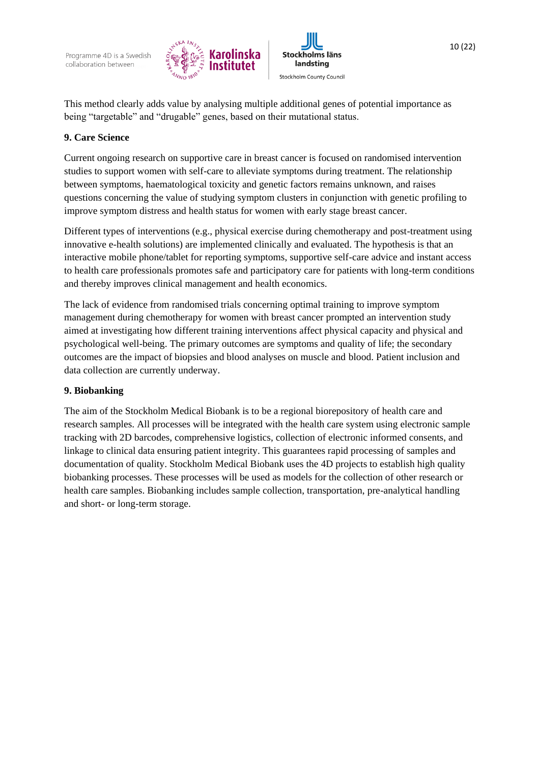This method clearly adds value by analysing multiple additional genes of potential importance as being “targetable” and “drugable” genes, based on their mutational status.

### 9. Care Science

Current ongoing research on supportive care in breast cancer is focused on randomised intervention studies to support women with self-care to alleviate symptoms during treatment. The relationship between symptoms, haematological toxicity and genetic factors remains unknown, and raises questions concerning the value of studying symptom clusters in conjunction with genetic profiling to improve symptom distress and health status for women with early stage breast cancer.

Different types of interventions (e.g., physical exercise during chemotherapy and post-treatment using innovative e-health solutions) are implemented clinically and evaluated. The hypothesis is that an interactive mobile phone/tablet for reporting symptoms, supportive self-care advice and instant access to health care professionals promotes safe and participatory care for patients with long-term conditions and thereby improves clinical management and health economics.

The lack of evidence from randomised trials concerning optimal training to improve symptom management during chemotherapy for women with breast cancer prompted an intervention study aimed at investigating how different training interventions affect physical capacity and physical and psychological well-being. The primary outcomes are symptoms and quality of life; the secondary outcomes are the impact of biopsies and blood analyses on muscle and blood. Patient inclusion and data collection are currently underway.

### 9. Biobanking

The aim of the Stockholm Medical Biobank is to be a regional biorepository of health care and research samples. All processes will be integrated with the health care system using electronic sample tracking with 2D barcodes, comprehensive logistics, collection of electronic informed consents, and linkage to clinical data ensuring patient integrity. This guarantees rapid processing of samples and documentation of quality. Stockholm Medical Biobank uses the 4D projects to establish high quality biobanking processes. These processes will be used as models for the collection of other research or health care samples. Biobanking includes sample collection, transportation, pre-analytical handling and short- or long-term storage.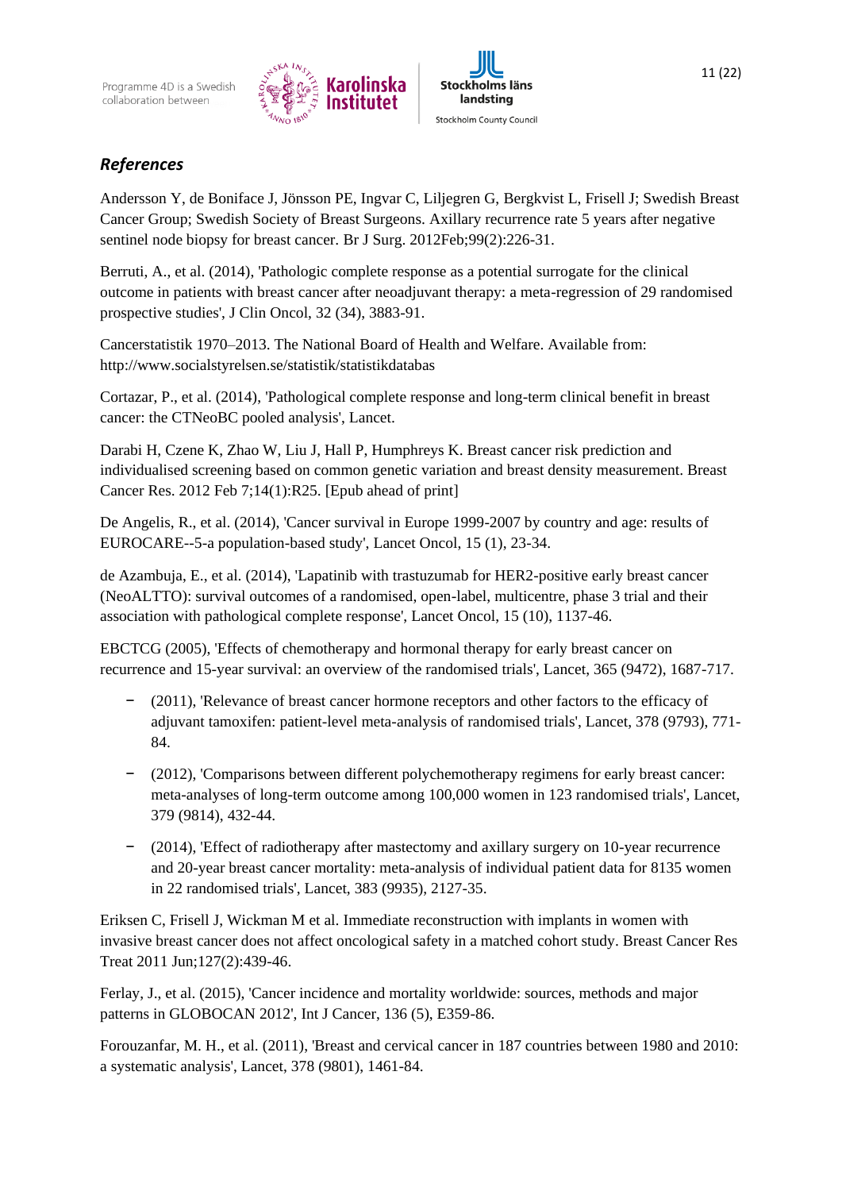## *References*

Andersson Y, de Boniface J, Jönsson PE, Ingvar C, Liljegren G, Bergkvist L, Frisell J; Swedish Breast Cancer Group; Swedish Society of Breast Surgeons. Axillary recurrence rate 5 years after negative sentinel node biopsy for breast cancer. Br J Surg. 2012Feb;99(2):226-31.

Berruti, A., et al. (2014), 'Pathologic complete response as a potential surrogate for the clinical outcome in patients with breast cancer after neoadjuvant therapy: a meta-regression of 29 randomised prospective studies', J Clin Oncol, 32 (34), 3883-91.

Cancerstatistik 1970–2013. The National Board of Health and Welfare. Available from: http://www.socialstyrelsen.se/statistik/statistikdatabas

Cortazar, P., et al. (2014), 'Pathological complete response and long-term clinical benefit in breast cancer: the CTNeoBC pooled analysis', Lancet.

Darabi H, Czene K, Zhao W, Liu J, Hall P, Humphreys K. Breast cancer risk prediction and individualised screening based on common genetic variation and breast density measurement. Breast Cancer Res. 2012 Feb 7;14(1):R25. [Epub ahead of print]

De Angelis, R., et al. (2014), 'Cancer survival in Europe 1999-2007 by country and age: results of EUROCARE--5-a population-based study', Lancet Oncol, 15 (1), 23-34.

de Azambuja, E., et al. (2014), 'Lapatinib with trastuzumab for HER2-positive early breast cancer (NeoALTTO): survival outcomes of a randomised, open-label, multicentre, phase 3 trial and their association with pathological complete response', Lancet Oncol, 15 (10), 1137-46.

EBCTCG (2005), 'Effects of chemotherapy and hormonal therapy for early breast cancer on recurrence and 15-year survival: an overview of the randomised trials', Lancet, 365 (9472), 1687-717.

- (2011), 'Relevance of breast cancer hormone receptors and other factors to the efficacy of adjuvant tamoxifen: patient-level meta-analysis of randomised trials', Lancet, 378 (9793), 771-84.
- (2012), 'Comparisons between different polychemotherapy regimens for early breast cancer: meta-analyses of long-term outcome among 100,000 women in 123 randomised trials', Lancet, 379 (9814), 432-44.
- (2014), 'Effect of radiotherapy after mastectomy and axillary surgery on 10-year recurrence and 20-year breast cancer mortality: meta-analysis of individual patient data for 8135 women in 22 randomised trials', Lancet, 383 (9935), 2127-35.

Eriksen C, Frisell J, Wickman M et al. Immediate reconstruction with implants in women with invasive breast cancer does not affect oncological safety in a matched cohort study. Breast Cancer Res Treat 2011 Jun;127(2):439-46.

Ferlay, J., et al. (2015), 'Cancer incidence and mortality worldwide: sources, methods and major patterns in GLOBOCAN 2012', Int J Cancer, 136 (5), E359-86.

Forouzanfar, M. H., et al. (2011), 'Breast and cervical cancer in 187 countries between 1980 and 2010: a systematic analysis', Lancet, 378 (9801), 1461-84.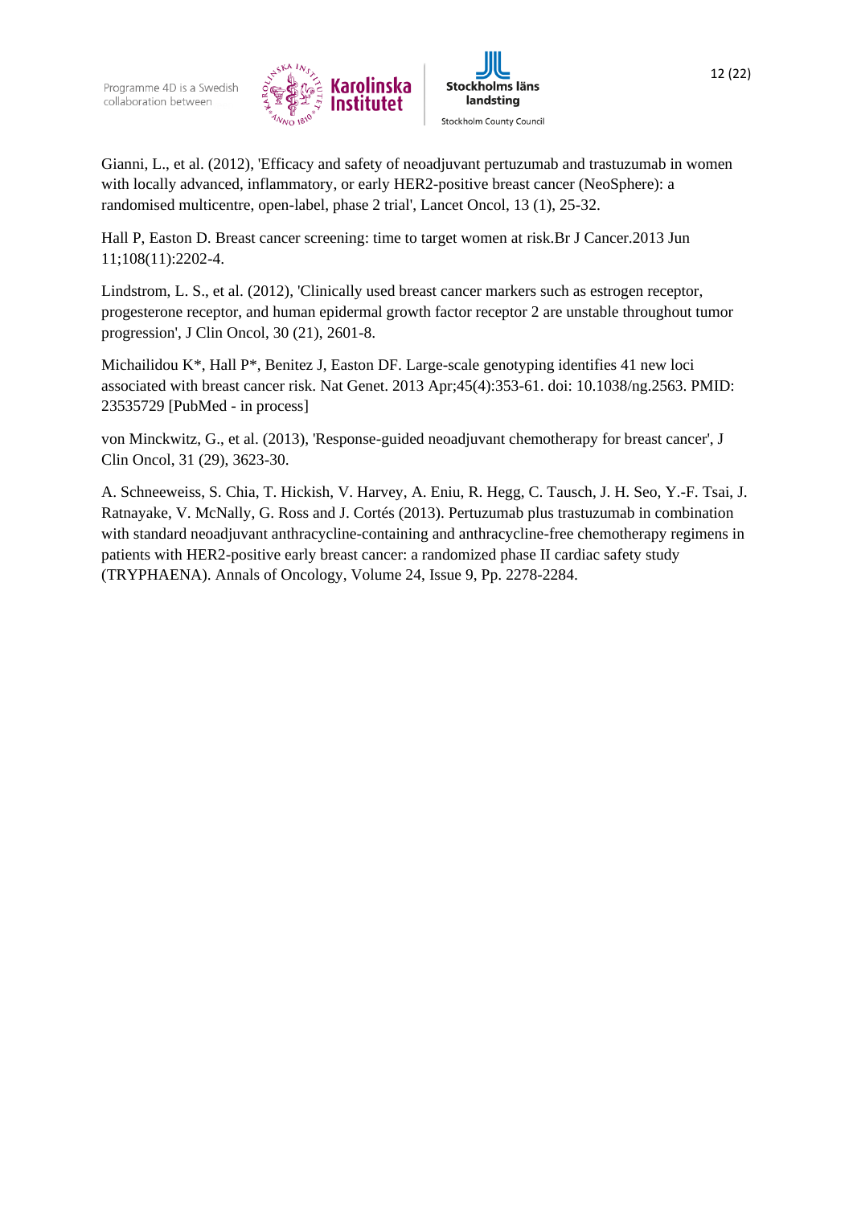Gianni, L., et al. (2012), 'Efficacy and safety of neoadjuvant pertuzumab and trastuzumab in women with locally advanced, inflammatory, or early HER2-positive breast cancer (NeoSphere): a randomised multicentre, open-label, phase 2 trial', Lancet Oncol, 13 (1), 25-32.

Hall P, Easton D. Breast cancer screening: time to target women at risk.Br J Cancer.2013 Jun 11;108(11):2202-4.

Lindstrom, L. S., et al. (2012), 'Clinically used breast cancer markers such as estrogen receptor, progesterone receptor, and human epidermal growth factor receptor 2 are unstable throughout tumor progression', J Clin Oncol, 30 (21), 2601-8.

Michailidou K*, Hall P*, Benitez J, Easton DF. Large-scale genotyping identifies 41 new loci associated with breast cancer risk. Nat Genet. 2013 Apr;45(4):353-61. doi: 10.1038/ng.2563. PMID: 23535729 [PubMed - in process]

von Minckwitz, G., et al. (2013), 'Response-guided neoadjuvant chemotherapy for breast cancer', J Clin Oncol, 31 (29), 3623-30.

A. Schneeweiss, S. Chia, T. Hickish, V. Harvey, A. Eniu, R. Hegg, C. Tausch, J. H. Seo, Y.-F. Tsai, J. Ratnayake, V. McNally, G. Ross and J. Cortés (2013). Pertuzumab plus trastuzumab in combination with standard neoadjuvant anthracycline-containing and anthracycline-free chemotherapy regimens in patients with HER2-positive early breast cancer: a randomized phase II cardiac safety study (TRYPHAENA). Annals of Oncology, Volume 24, Issue 9, Pp. 2278-2284.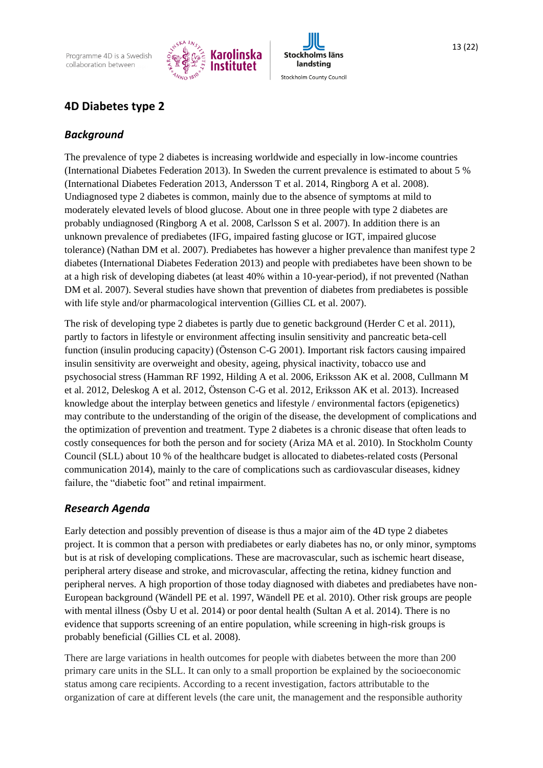## 4D Diabetes type 2

### *Background*

The prevalence of type 2 diabetes is increasing worldwide and especially in low-income countries (International Diabetes Federation 2013). In Sweden the current prevalence is estimated to about 5 % (International Diabetes Federation 2013, Andersson T et al. 2014, Ringborg A et al. 2008). Undiagnosed type 2 diabetes is common, mainly due to the absence of symptoms at mild to moderately elevated levels of blood glucose. About one in three people with type 2 diabetes are probably undiagnosed (Ringborg A et al. 2008, Carlsson S et al. 2007). In addition there is an unknown prevalence of prediabetes (IFG, impaired fasting glucose or IGT, impaired glucose tolerance) (Nathan DM et al. 2007). Prediabetes has however a higher prevalence than manifest type 2 diabetes (International Diabetes Federation 2013) and people with prediabetes have been shown to be at a high risk of developing diabetes (at least 40% within a 10-year-period), if not prevented (Nathan DM et al. 2007). Several studies have shown that prevention of diabetes from prediabetes is possible with life style and/or pharmacological intervention (Gillies CL et al. 2007).

The risk of developing type 2 diabetes is partly due to genetic background (Herder C et al. 2011), partly to factors in lifestyle or environment affecting insulin sensitivity and pancreatic beta-cell function (insulin producing capacity) (Östenson C-G 2001). Important risk factors causing impaired insulin sensitivity are overweight and obesity, ageing, physical inactivity, tobacco use and psychosocial stress (Hamman RF 1992, Hilding A et al. 2006, Eriksson AK et al. 2008, Cullmann M et al. 2012, Deleskog A et al. 2012, Östenson C-G et al. 2012, Eriksson AK et al. 2013). Increased knowledge about the interplay between genetics and lifestyle / environmental factors (epigenetics) may contribute to the understanding of the origin of the disease, the development of complications and the optimization of prevention and treatment. Type 2 diabetes is a chronic disease that often leads to costly consequences for both the person and for society (Ariza MA et al. 2010). In Stockholm County Council (SLL) about 10 % of the healthcare budget is allocated to diabetes-related costs (Personal communication 2014), mainly to the care of complications such as cardiovascular diseases, kidney failure, the "diabetic foot" and retinal impairment.

### *Research Agenda*

Early detection and possibly prevention of disease is thus a major aim of the 4D type 2 diabetes project. It is common that a person with prediabetes or early diabetes has no, or only minor, symptoms but is at risk of developing complications. These are macrovascular, such as ischemic heart disease, peripheral artery disease and stroke, and microvascular, affecting the retina, kidney function and peripheral nerves. A high proportion of those today diagnosed with diabetes and prediabetes have non-European background (Wändell PE et al. 1997, Wändell PE et al. 2010). Other risk groups are people with mental illness (Ösby U et al. 2014) or poor dental health (Sultan A et al. 2014). There is no evidence that supports screening of an entire population, while screening in high-risk groups is probably beneficial (Gillies CL et al. 2008).

There are large variations in health outcomes for people with diabetes between the more than 200 primary care units in the SLL. It can only to a small proportion be explained by the socioeconomic status among care recipients. According to a recent investigation, factors attributable to the organization of care at different levels (the care unit, the management and the responsible authority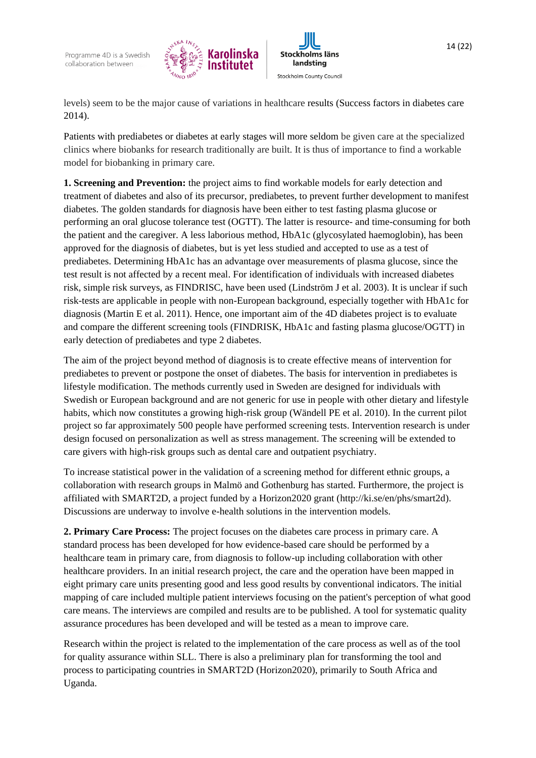levels) seem to be the major cause of variations in healthcare results (Success factors in diabetes care 2014).

Patients with prediabetes or diabetes at early stages will more seldom be given care at the specialized clinics where biobanks for research traditionally are built. It is thus of importance to find a workable model for biobanking in primary care.

**1. Screening and Prevention:** the project aims to find workable models for early detection and treatment of diabetes and also of its precursor, prediabetes, to prevent further development to manifest diabetes. The golden standards for diagnosis have been either to test fasting plasma glucose or performing an oral glucose tolerance test (OGTT). The latter is resource- and time-consuming for both the patient and the caregiver. A less laborious method, HbA1c (glycosylated haemoglobin), has been approved for the diagnosis of diabetes, but is yet less studied and accepted to use as a test of prediabetes. Determining HbA1c has an advantage over measurements of plasma glucose, since the test result is not affected by a recent meal. For identification of individuals with increased diabetes risk, simple risk surveys, as FINDRISC, have been used (Lindström J et al. 2003). It is unclear if such risk-tests are applicable in people with non-European background, especially together with HbA1c for diagnosis (Martin E et al. 2011). Hence, one important aim of the 4D diabetes project is to evaluate and compare the different screening tools (FINDRISK, HbA1c and fasting plasma glucose/OGTT) in early detection of prediabetes and type 2 diabetes.

The aim of the project beyond method of diagnosis is to create effective means of intervention for prediabetes to prevent or postpone the onset of diabetes. The basis for intervention in prediabetes is lifestyle modification. The methods currently used in Sweden are designed for individuals with Swedish or European background and are not generic for use in people with other dietary and lifestyle habits, which now constitutes a growing high-risk group (Wändell PE et al. 2010). In the current pilot project so far approximately 500 people have performed screening tests. Intervention research is under design focused on personalization as well as stress management. The screening will be extended to care givers with high-risk groups such as dental care and outpatient psychiatry.

To increase statistical power in the validation of a screening method for different ethnic groups, a collaboration with research groups in Malmö and Gothenburg has started. Furthermore, the project is affiliated with SMART2D, a project funded by a Horizon2020 grant (http://ki.se/en/phs/smart2d). Discussions are underway to involve e-health solutions in the intervention models.

**2. Primary Care Process:** The project focuses on the diabetes care process in primary care. A standard process has been developed for how evidence-based care should be performed by a healthcare team in primary care, from diagnosis to follow-up including collaboration with other healthcare providers. In an initial research project, the care and the operation have been mapped in eight primary care units presenting good and less good results by conventional indicators. The initial mapping of care included multiple patient interviews focusing on the patient's perception of what good care means. The interviews are compiled and results are to be published. A tool for systematic quality assurance procedures has been developed and will be tested as a mean to improve care.

Research within the project is related to the implementation of the care process as well as of the tool for quality assurance within SLL. There is also a preliminary plan for transforming the tool and process to participating countries in SMART2D (Horizon2020), primarily to South Africa and Uganda.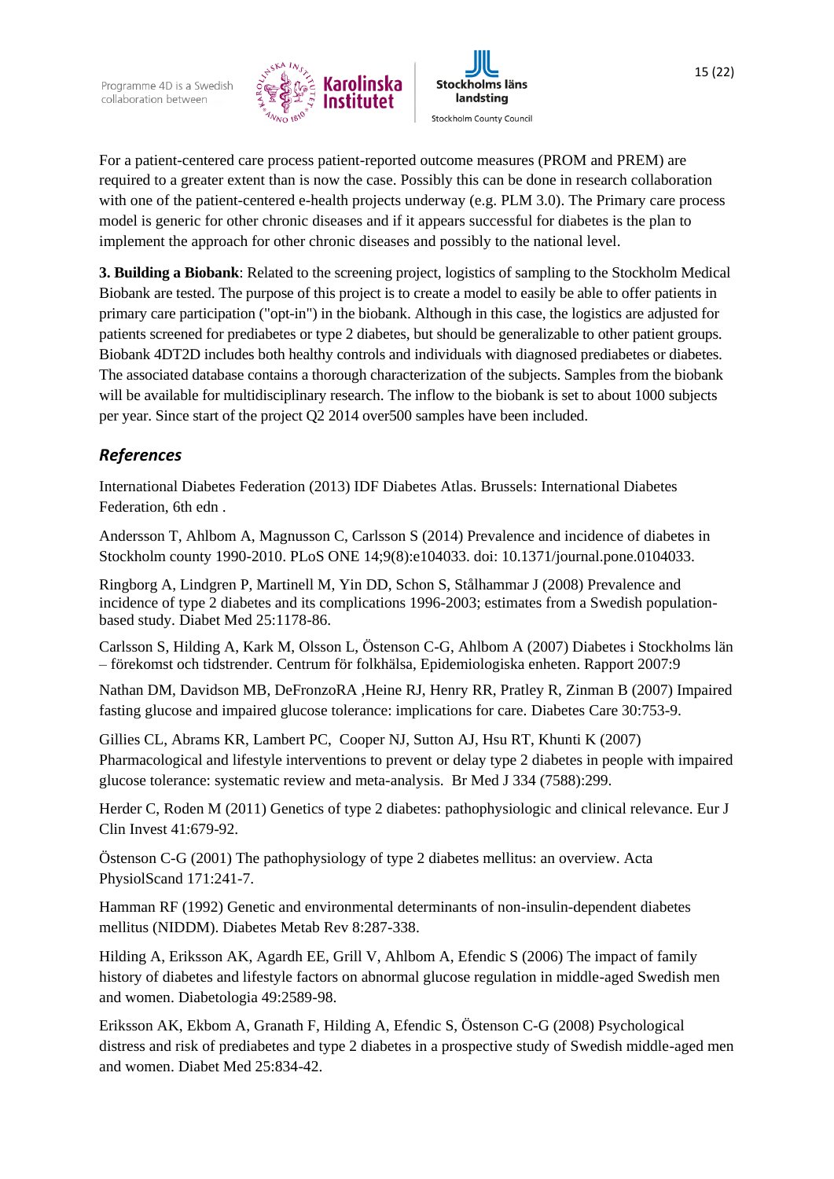For a patient-centered care process patient-reported outcome measures (PROM and PREM) are required to a greater extent than is now the case. Possibly this can be done in research collaboration with one of the patient-centered e-health projects underway (e.g. PLM 3.0). The Primary care process model is generic for other chronic diseases and if it appears successful for diabetes is the plan to implement the approach for other chronic diseases and possibly to the national level.

**3. Building a Biobank**: Related to the screening project, logistics of sampling to the Stockholm Medical Biobank are tested. The purpose of this project is to create a model to easily be able to offer patients in primary care participation ("opt-in") in the biobank. Although in this case, the logistics are adjusted for patients screened for prediabetes or type 2 diabetes, but should be generalizable to other patient groups. Biobank 4DT2D includes both healthy controls and individuals with diagnosed prediabetes or diabetes. The associated database contains a thorough characterization of the subjects. Samples from the biobank will be available for multidisciplinary research. The inflow to the biobank is set to about 1000 subjects per year. Since start of the project Q2 2014 over500 samples have been included.

## *References*

International Diabetes Federation (2013) IDF Diabetes Atlas. Brussels: International Diabetes Federation, 6th edn .

Andersson T, Ahlbom A, Magnusson C, Carlsson S (2014) Prevalence and incidence of diabetes in Stockholm county 1990-2010. PLoS ONE 14;9(8):e104033. doi: 10.1371/journal.pone.0104033.

Ringborg A, Lindgren P, Martinell M, Yin DD, Schon S, Stålhammar J (2008) Prevalence and incidence of type 2 diabetes and its complications 1996-2003; estimates from a Swedish population-based study. Diabet Med 25:1178-86.

Carlsson S, Hilding A, Kark M, Olsson L, Östenson C-G, Ahlbom A (2007) Diabetes i Stockholms län – förekomst och tidstrender. Centrum för folkhälsa, Epidemiologiska enheten. Rapport 2007:9

Nathan DM, Davidson MB, DeFronzoRA ,Heine RJ, Henry RR, Pratley R, Zinman B (2007) Impaired fasting glucose and impaired glucose tolerance: implications for care. Diabetes Care 30:753-9.

Gillies CL, Abrams KR, Lambert PC, Cooper NJ, Sutton AJ, Hsu RT, Khunti K (2007) Pharmacological and lifestyle interventions to prevent or delay type 2 diabetes in people with impaired glucose tolerance: systematic review and meta-analysis. Br Med J 334 (7588):299.

Herder C, Roden M (2011) Genetics of type 2 diabetes: pathophysiologic and clinical relevance. Eur J Clin Invest 41:679-92.

Östenson C-G (2001) The pathophysiology of type 2 diabetes mellitus: an overview. Acta PhysiolScand 171:241-7.

Hamman RF (1992) Genetic and environmental determinants of non-insulin-dependent diabetes mellitus (NIDDM). Diabetes Metab Rev 8:287-338.

Hilding A, Eriksson AK, Agardh EE, Grill V, Ahlbom A, Efendic S (2006) The impact of family history of diabetes and lifestyle factors on abnormal glucose regulation in middle-aged Swedish men and women. Diabetologia 49:2589-98.

Eriksson AK, Ekbom A, Granath F, Hilding A, Efendic S, Östenson C-G (2008) Psychological distress and risk of prediabetes and type 2 diabetes in a prospective study of Swedish middle-aged men and women. Diabet Med 25:834-42.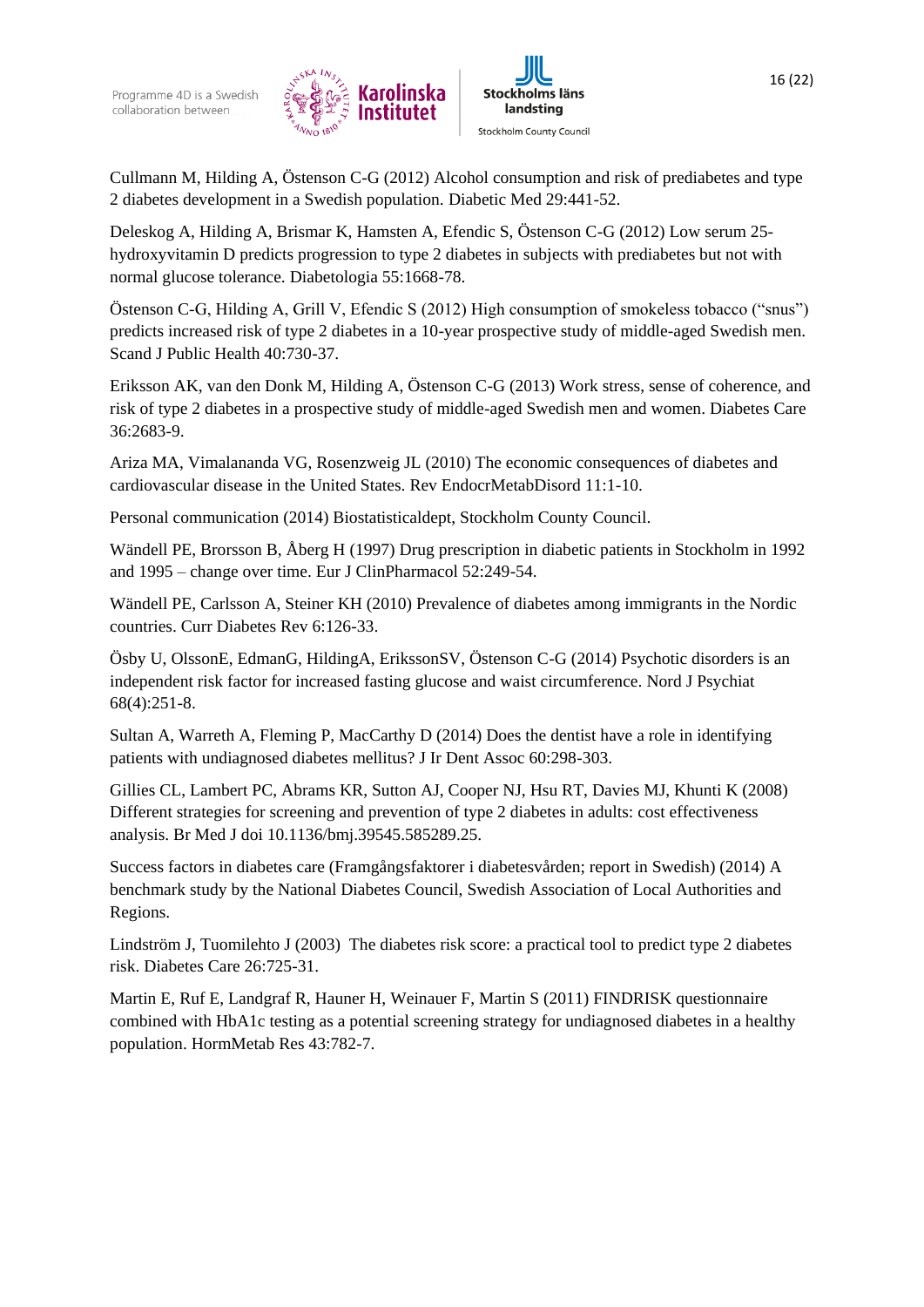Cullmann M, Hilding A, Östenson C-G (2012) Alcohol consumption and risk of prediabetes and type 2 diabetes development in a Swedish population. Diabetic Med 29:441-52.

Deleskog A, Hilding A, Brismar K, Hamsten A, Efendic S, Östenson C-G (2012) Low serum 25-hydroxyvitamin D predicts progression to type 2 diabetes in subjects with prediabetes but not with normal glucose tolerance. Diabetologia 55:1668-78.

Östenson C-G, Hilding A, Grill V, Efendic S (2012) High consumption of smokeless tobacco ("snus") predicts increased risk of type 2 diabetes in a 10-year prospective study of middle-aged Swedish men. Scand J Public Health 40:730-37.

Eriksson AK, van den Donk M, Hilding A, Östenson C-G (2013) Work stress, sense of coherence, and risk of type 2 diabetes in a prospective study of middle-aged Swedish men and women. Diabetes Care 36:2683-9.

Ariza MA, Vimalananda VG, Rosenzweig JL (2010) The economic consequences of diabetes and cardiovascular disease in the United States. Rev EndocrMetabDisord 11:1-10.

Personal communication (2014) Biostatisticaldept, Stockholm County Council.

Wändell PE, Brorsson B, Åberg H (1997) Drug prescription in diabetic patients in Stockholm in 1992 and 1995 – change over time. Eur J ClinPharmacol 52:249-54.

Wändell PE, Carlsson A, Steiner KH (2010) Prevalence of diabetes among immigrants in the Nordic countries. Curr Diabetes Rev 6:126-33.

Ösby U, OlssonE, EdmanG, HildingA, ErikssonSV, Östenson C-G (2014) Psychotic disorders is an independent risk factor for increased fasting glucose and waist circumference. Nord J Psychiat 68(4):251-8.

Sultan A, Warreth A, Fleming P, MacCarthy D (2014) Does the dentist have a role in identifying patients with undiagnosed diabetes mellitus? J Ir Dent Assoc 60:298-303.

Gillies CL, Lambert PC, Abrams KR, Sutton AJ, Cooper NJ, Hsu RT, Davies MJ, Khunti K (2008) Different strategies for screening and prevention of type 2 diabetes in adults: cost effectiveness analysis. Br Med J doi 10.1136/bmj.39545.585289.25.

Success factors in diabetes care (Framgångsfaktorer i diabetesvården; report in Swedish) (2014) A benchmark study by the National Diabetes Council, Swedish Association of Local Authorities and Regions.

Lindström J, Tuomilehto J (2003) The diabetes risk score: a practical tool to predict type 2 diabetes risk. Diabetes Care 26:725-31.

Martin E, Ruf E, Landgraf R, Hauner H, Weinauer F, Martin S (2011) FINDRISK questionnaire combined with HbA1c testing as a potential screening strategy for undiagnosed diabetes in a healthy population. HormMetab Res 43:782-7.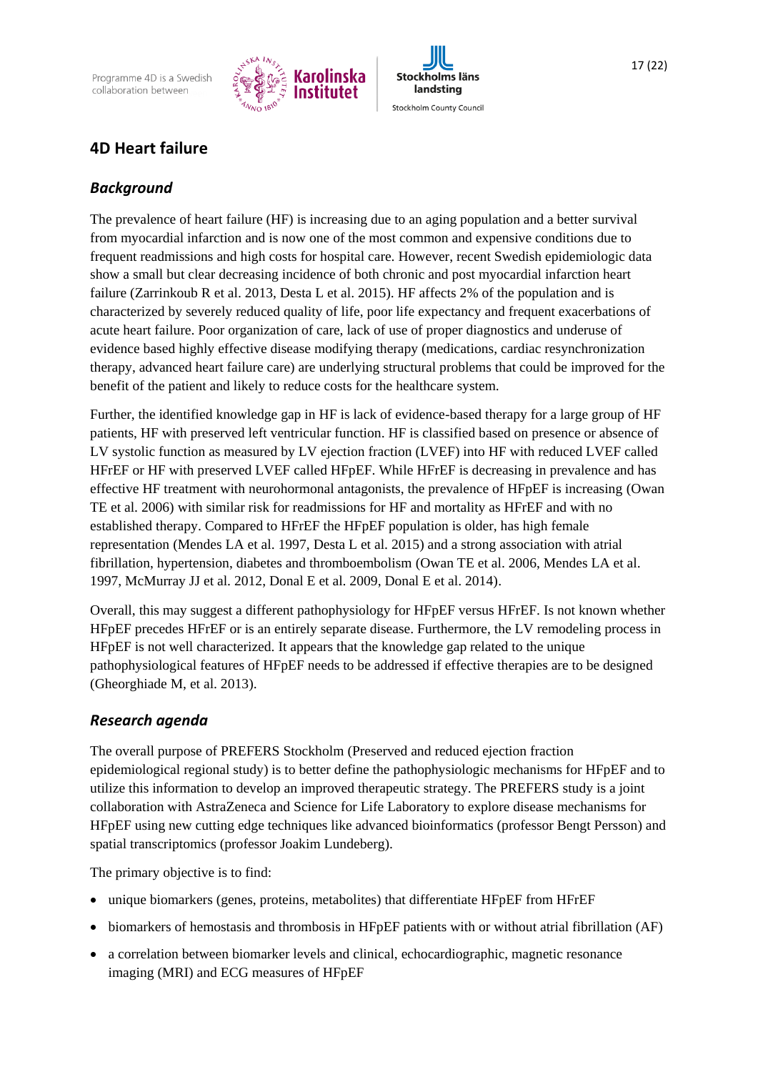## 4D Heart failure

### *Background*

The prevalence of heart failure (HF) is increasing due to an aging population and a better survival from myocardial infarction and is now one of the most common and expensive conditions due to frequent readmissions and high costs for hospital care. However, recent Swedish epidemiologic data show a small but clear decreasing incidence of both chronic and post myocardial infarction heart failure (Zarrinkoub R et al. 2013, Desta L et al. 2015). HF affects 2% of the population and is characterized by severely reduced quality of life, poor life expectancy and frequent exacerbations of acute heart failure. Poor organization of care, lack of use of proper diagnostics and underuse of evidence based highly effective disease modifying therapy (medications, cardiac resynchronization therapy, advanced heart failure care) are underlying structural problems that could be improved for the benefit of the patient and likely to reduce costs for the healthcare system.

Further, the identified knowledge gap in HF is lack of evidence-based therapy for a large group of HF patients, HF with preserved left ventricular function. HF is classified based on presence or absence of LV systolic function as measured by LV ejection fraction (LVEF) into HF with reduced LVEF called HFrEF or HF with preserved LVEF called HFpEF. While HFrEF is decreasing in prevalence and has effective HF treatment with neurohormonal antagonists, the prevalence of HFpEF is increasing (Owan TE et al. 2006) with similar risk for readmissions for HF and mortality as HFrEF and with no established therapy. Compared to HFrEF the HFpEF population is older, has high female representation (Mendes LA et al. 1997, Desta L et al. 2015) and a strong association with atrial fibrillation, hypertension, diabetes and thromboembolism (Owan TE et al. 2006, Mendes LA et al. 1997, McMurray JJ et al. 2012, Donal E et al. 2009, Donal E et al. 2014).

Overall, this may suggest a different pathophysiology for HFpEF versus HFrEF. Is not known whether HFpEF precedes HFrEF or is an entirely separate disease. Furthermore, the LV remodeling process in HFpEF is not well characterized. It appears that the knowledge gap related to the unique pathophysiological features of HFpEF needs to be addressed if effective therapies are to be designed (Gheorghiade M, et al. 2013).

### *Research agenda*

The overall purpose of PREFERS Stockholm (Preserved and reduced ejection fraction epidemiological regional study) is to better define the pathophysiologic mechanisms for HFpEF and to utilize this information to develop an improved therapeutic strategy. The PREFERS study is a joint collaboration with AstraZeneca and Science for Life Laboratory to explore disease mechanisms for HFpEF using new cutting edge techniques like advanced bioinformatics (professor Bengt Persson) and spatial transcriptomics (professor Joakim Lundeberg).

The primary objective is to find:

- unique biomarkers (genes, proteins, metabolites) that differentiate HFpEF from HFrEF
- biomarkers of hemostasis and thrombosis in HFpEF patients with or without atrial fibrillation (AF)
- a correlation between biomarker levels and clinical, echocardiographic, magnetic resonance imaging (MRI) and ECG measures of HFpEF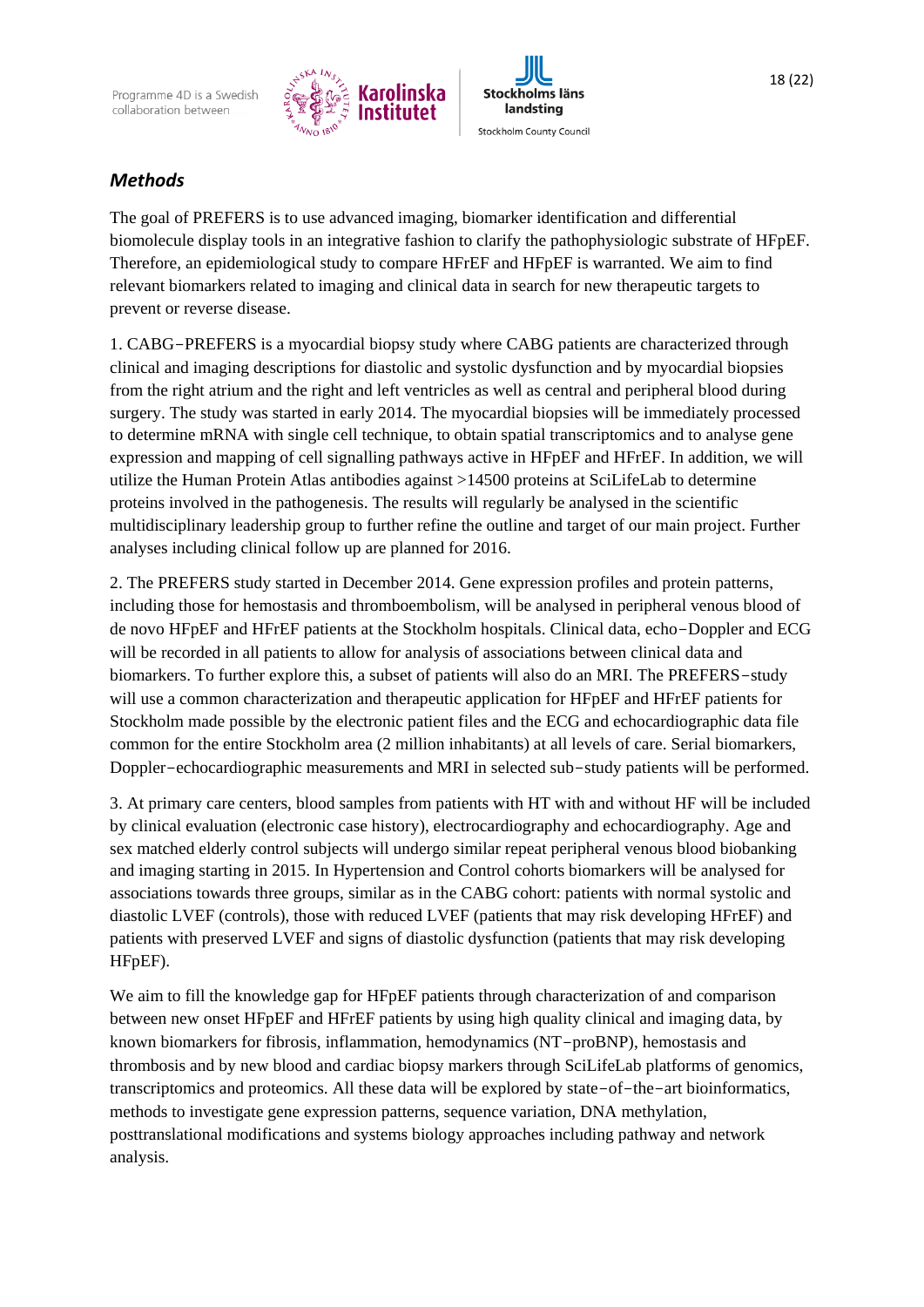## *Methods*

The goal of PREFERS is to use advanced imaging, biomarker identification and differential biomolecule display tools in an integrative fashion to clarify the pathophysiologic substrate of HFpEF. Therefore, an epidemiological study to compare HFrEF and HFpEF is warranted. We aim to find relevant biomarkers related to imaging and clinical data in search for new therapeutic targets to prevent or reverse disease.

1. CABG−PREFERS is a myocardial biopsy study where CABG patients are characterized through clinical and imaging descriptions for diastolic and systolic dysfunction and by myocardial biopsies from the right atrium and the right and left ventricles as well as central and peripheral blood during surgery. The study was started in early 2014. The myocardial biopsies will be immediately processed to determine mRNA with single cell technique, to obtain spatial transcriptomics and to analyse gene expression and mapping of cell signalling pathways active in HFpEF and HFrEF. In addition, we will utilize the Human Protein Atlas antibodies against >14500 proteins at SciLifeLab to determine proteins involved in the pathogenesis. The results will regularly be analysed in the scientific multidisciplinary leadership group to further refine the outline and target of our main project. Further analyses including clinical follow up are planned for 2016.

2. The PREFERS study started in December 2014. Gene expression profiles and protein patterns, including those for hemostasis and thromboembolism, will be analysed in peripheral venous blood of de novo HFpEF and HFrEF patients at the Stockholm hospitals. Clinical data, echo−Doppler and ECG will be recorded in all patients to allow for analysis of associations between clinical data and biomarkers. To further explore this, a subset of patients will also do an MRI. The PREFERS−study will use a common characterization and therapeutic application for HFpEF and HFrEF patients for Stockholm made possible by the electronic patient files and the ECG and echocardiographic data file common for the entire Stockholm area (2 million inhabitants) at all levels of care. Serial biomarkers, Doppler−echocardiographic measurements and MRI in selected sub−study patients will be performed.

3. At primary care centers, blood samples from patients with HT with and without HF will be included by clinical evaluation (electronic case history), electrocardiography and echocardiography. Age and sex matched elderly control subjects will undergo similar repeat peripheral venous blood biobanking and imaging starting in 2015. In Hypertension and Control cohorts biomarkers will be analysed for associations towards three groups, similar as in the CABG cohort: patients with normal systolic and diastolic LVEF (controls), those with reduced LVEF (patients that may risk developing HFrEF) and patients with preserved LVEF and signs of diastolic dysfunction (patients that may risk developing HFpEF).

We aim to fill the knowledge gap for HFpEF patients through characterization of and comparison between new onset HFpEF and HFrEF patients by using high quality clinical and imaging data, by known biomarkers for fibrosis, inflammation, hemodynamics (NT−proBNP), hemostasis and thrombosis and by new blood and cardiac biopsy markers through SciLifeLab platforms of genomics, transcriptomics and proteomics. All these data will be explored by state−of−the−art bioinformatics, methods to investigate gene expression patterns, sequence variation, DNA methylation, posttranslational modifications and systems biology approaches including pathway and network analysis.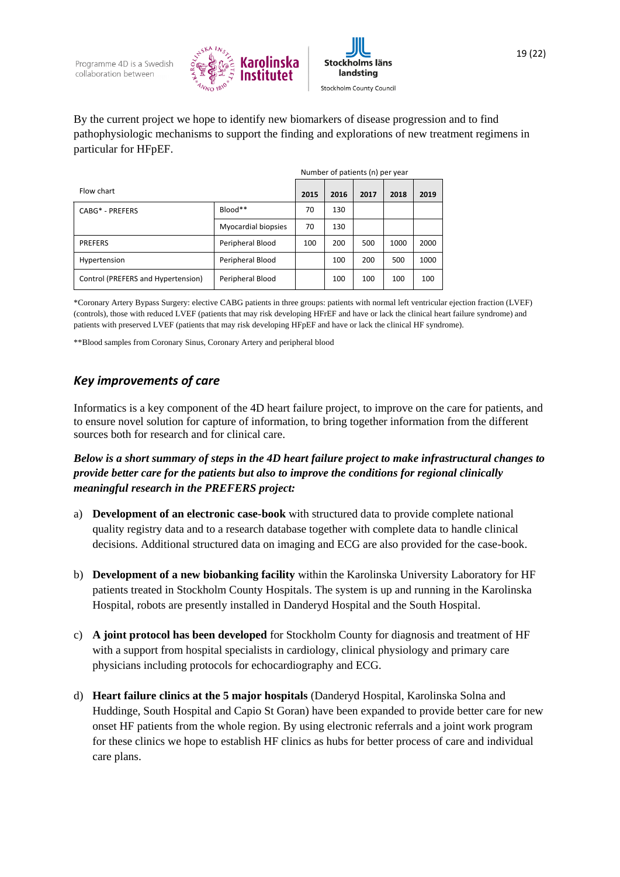By the current project we hope to identify new biomarkers of disease progression and to find pathophysiologic mechanisms to support the finding and explorations of new treatment regimens in particular for HFpEF.

| Flow chart | | Number of patients (n) per year | | | | |
|---|---|---|---|---|---|---|
| | | 2015 | 2016 | 2017 | 2018 | 2019 |
| CABG* - PREFERS | Blood** | 70 | 130 | | | |
| | Myocardial biopsies | 70 | 130 | | | |
| PREFERS | Peripheral Blood | 100 | 200 | 500 | 1000 | 2000 |
| Hypertension | Peripheral Blood | | 100 | 200 | 500 | 1000 |
| Control (PREFERS and Hypertension) | Peripheral Blood | | 100 | 100 | 100 | 100 |

*Coronary Artery Bypass Surgery: elective CABG patients in three groups: patients with normal left ventricular ejection fraction (LVEF) (controls), those with reduced LVEF (patients that may risk developing HFrEF and have or lack the clinical heart failure syndrome) and patients with preserved LVEF (patients that may risk developing HFpEF and have or lack the clinical HF syndrome).

**Blood samples from Coronary Sinus, Coronary Artery and peripheral blood

## *Key improvements of care*

Informatics is a key component of the 4D heart failure project, to improve on the care for patients, and to ensure novel solution for capture of information, to bring together information from the different sources both for research and for clinical care.

***Below is a short summary of steps in the 4D heart failure project to make infrastructural changes to provide better care for the patients but also to improve the conditions for regional clinically meaningful research in the PREFERS project:***

a) **Development of an electronic case-book** with structured data to provide complete national quality registry data and to a research database together with complete data to handle clinical decisions. Additional structured data on imaging and ECG are also provided for the case-book.

b) **Development of a new biobanking facility** within the Karolinska University Laboratory for HF patients treated in Stockholm County Hospitals. The system is up and running in the Karolinska Hospital, robots are presently installed in Danderyd Hospital and the South Hospital.

c) **A joint protocol has been developed** for Stockholm County for diagnosis and treatment of HF with a support from hospital specialists in cardiology, clinical physiology and primary care physicians including protocols for echocardiography and ECG.

d) **Heart failure clinics at the 5 major hospitals** (Danderyd Hospital, Karolinska Solna and Huddinge, South Hospital and Capio St Goran) have been expanded to provide better care for new onset HF patients from the whole region. By using electronic referrals and a joint work program for these clinics we hope to establish HF clinics as hubs for better process of care and individual care plans.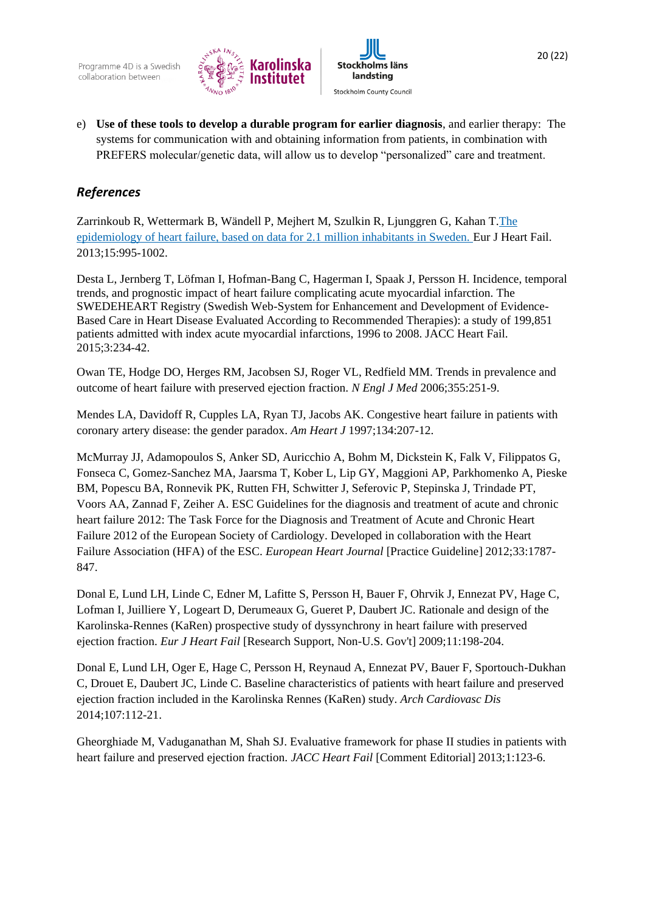e) **Use of these tools to develop a durable program for earlier diagnosis**, and earlier therapy: The systems for communication with and obtaining information from patients, in combination with PREFERS molecular/genetic data, will allow us to develop "personalized" care and treatment.

## *References*

Zarrinkoub R, Wettermark B, Wändell P, Mejhert M, Szulkin R, Ljunggren G, Kahan T. The epidemiology of heart failure, based on data for 2.1 million inhabitants in Sweden. Eur J Heart Fail. 2013;15:995-1002.

Desta L, Jernberg T, Löfman I, Hofman-Bang C, Hagerman I, Spaak J, Persson H. Incidence, temporal trends, and prognostic impact of heart failure complicating acute myocardial infarction. The SWEDEHEART Registry (Swedish Web-System for Enhancement and Development of Evidence-Based Care in Heart Disease Evaluated According to Recommended Therapies): a study of 199,851 patients admitted with index acute myocardial infarctions, 1996 to 2008. JACC Heart Fail. 2015;3:234-42.

Owan TE, Hodge DO, Herges RM, Jacobsen SJ, Roger VL, Redfield MM. Trends in prevalence and outcome of heart failure with preserved ejection fraction. *N Engl J Med* 2006;355:251-9.

Mendes LA, Davidoff R, Cupples LA, Ryan TJ, Jacobs AK. Congestive heart failure in patients with coronary artery disease: the gender paradox. *Am Heart J* 1997;134:207-12.

McMurray JJ, Adamopoulos S, Anker SD, Auricchio A, Bohm M, Dickstein K, Falk V, Filippatos G, Fonseca C, Gomez-Sanchez MA, Jaarsma T, Kober L, Lip GY, Maggioni AP, Parkhomenko A, Pieske BM, Popescu BA, Ronnevik PK, Rutten FH, Schwitter J, Seferovic P, Stepinska J, Trindade PT, Voors AA, Zannad F, Zeiher A. ESC Guidelines for the diagnosis and treatment of acute and chronic heart failure 2012: The Task Force for the Diagnosis and Treatment of Acute and Chronic Heart Failure 2012 of the European Society of Cardiology. Developed in collaboration with the Heart Failure Association (HFA) of the ESC. *European Heart Journal* [Practice Guideline] 2012;33:1787-847.

Donal E, Lund LH, Linde C, Edner M, Lafitte S, Persson H, Bauer F, Ohrvik J, Ennezat PV, Hage C, Lofman I, Juilliere Y, Logeart D, Derumeaux G, Gueret P, Daubert JC. Rationale and design of the Karolinska-Rennes (KaRen) prospective study of dyssynchrony in heart failure with preserved ejection fraction. *Eur J Heart Fail* [Research Support, Non-U.S. Gov't] 2009;11:198-204.

Donal E, Lund LH, Oger E, Hage C, Persson H, Reynaud A, Ennezat PV, Bauer F, Sportouch-Dukhan C, Drouet E, Daubert JC, Linde C. Baseline characteristics of patients with heart failure and preserved ejection fraction included in the Karolinska Rennes (KaRen) study. *Arch Cardiovasc Dis* 2014;107:112-21.

Gheorghiade M, Vaduganathan M, Shah SJ. Evaluative framework for phase II studies in patients with heart failure and preserved ejection fraction. *JACC Heart Fail* [Comment Editorial] 2013;1:123-6.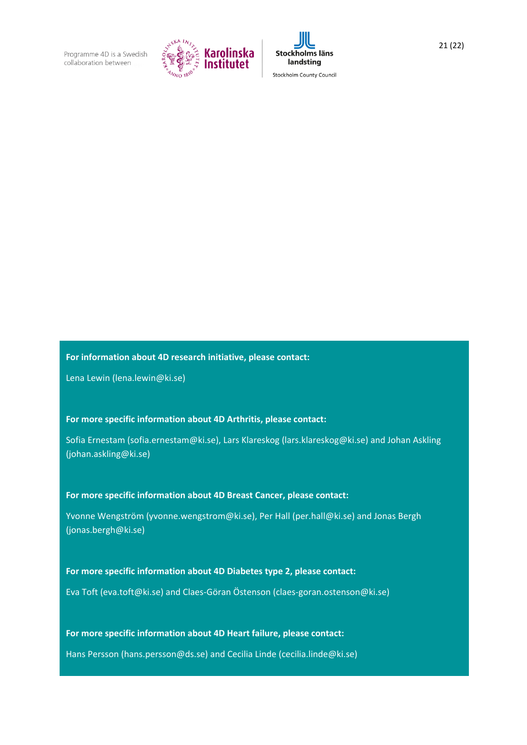**For information about 4D research initiative, please contact:**

Lena Lewin (lena.lewin@ki.se)

**For more specific information about 4D Arthritis, please contact:**

Sofia Ernestam (sofia.ernestam@ki.se), Lars Klareskog (lars.klareskog@ki.se) and Johan Askling (johan.askling@ki.se)

**For more specific information about 4D Breast Cancer, please contact:**

Yvonne Wengström (yvonne.wengstrom@ki.se), Per Hall (per.hall@ki.se) and Jonas Bergh (jonas.bergh@ki.se)

**For more specific information about 4D Diabetes type 2, please contact:**

Eva Toft (eva.toft@ki.se) and Claes-Göran Östenson (claes-goran.ostenson@ki.se)

**For more specific information about 4D Heart failure, please contact:**

Hans Persson (hans.persson@ds.se) and Cecilia Linde (cecilia.linde@ki.se)